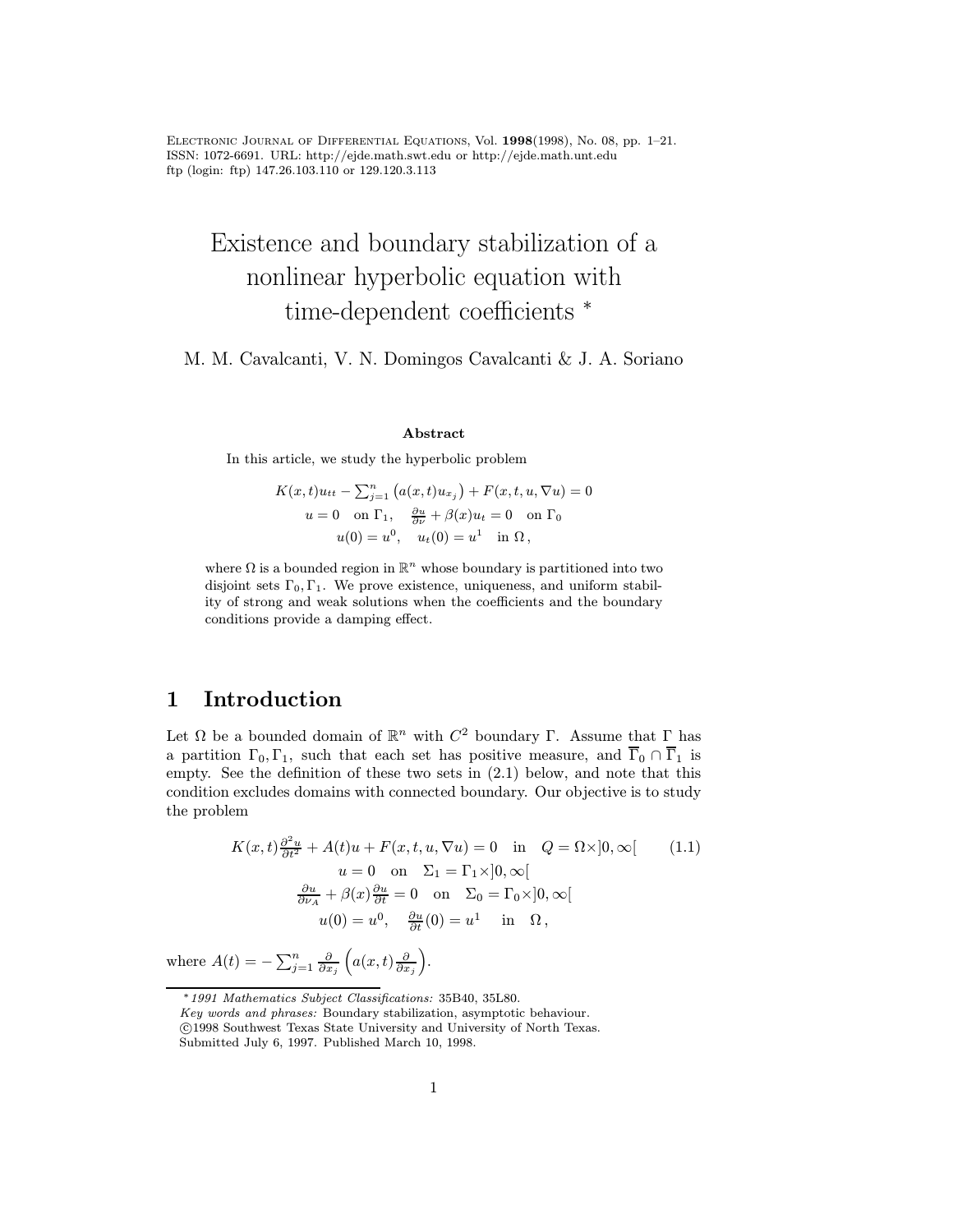Electronic Journal of Differential Equations, Vol. **1998**(1998), No. 08, pp. 1–21.
ISSN: 1072-6691. URL: http://ejde.math.swt.edu or http://ejde.math.unt.edu
ftp (login: ftp) 147.26.103.110 or 129.120.3.113

# Existence and boundary stabilization of a nonlinear hyperbolic equation with time-dependent coefficients *

M. M. Cavalcanti, V. N. Domingos Cavalcanti & J. A. Soriano

### Abstract

In this article, we study the hyperbolic problem

$$
\begin{gathered}
K(x,t)u_{tt} - \sum_{j=1}^{n} \left(a(x,t)u_{x_j}\right) + F(x,t,u,\nabla u) = 0 \\
u = 0 \quad \text{on } \Gamma_1, \quad \frac{\partial u}{\partial \nu} + \beta(x)u_t = 0 \quad \text{on } \Gamma_0 \\
u(0) = u^0, \quad u_t(0) = u^1 \quad \text{in } \Omega\,,
\end{gathered}
$$

where $\Omega$ is a bounded region in $\mathbb{R}^n$ whose boundary is partitioned into two disjoint sets $\Gamma_0, \Gamma_1$. We prove existence, uniqueness, and uniform stability of strong and weak solutions when the coefficients and the boundary conditions provide a damping effect.

## 1 Introduction

Let $\Omega$ be a bounded domain of $\mathbb{R}^n$ with $C^2$ boundary $\Gamma$. Assume that $\Gamma$ has a partition $\Gamma_0, \Gamma_1$, such that each set has positive measure, and $\overline{\Gamma}_0 \cap \overline{\Gamma}_1$ is empty. See the definition of these two sets in (2.1) below, and note that this condition excludes domains with connected boundary. Our objective is to study the problem

$$
\begin{gathered}
K(x,t)\frac{\partial^2 u}{\partial t^2} + A(t)u + F(x,t,u,\nabla u) = 0 \quad \text{in} \quad Q = \Omega\times ]0,\infty[ \qquad (1.1) \\
u = 0 \quad \text{on} \quad \Sigma_1 = \Gamma_1 \times ]0,\infty[ \\
\frac{\partial u}{\partial \nu_A} + \beta(x)\frac{\partial u}{\partial t} = 0 \quad \text{on} \quad \Sigma_0 = \Gamma_0 \times ]0,\infty[ \\
u(0) = u^0, \quad \frac{\partial u}{\partial t}(0) = u^1 \quad \text{in} \quad \Omega\,,
\end{gathered}
$$

where $A(t) = -\sum_{j=1}^{n} \frac{\partial}{\partial x_j}\left(a(x,t)\frac{\partial}{\partial x_j}\right)$.

---

*1991 Mathematics Subject Classifications:* 35B40, 35L80.
*Key words and phrases:* Boundary stabilization, asymptotic behaviour.
©1998 Southwest Texas State University and University of North Texas.
Submitted July 6, 1997. Published March 10, 1998.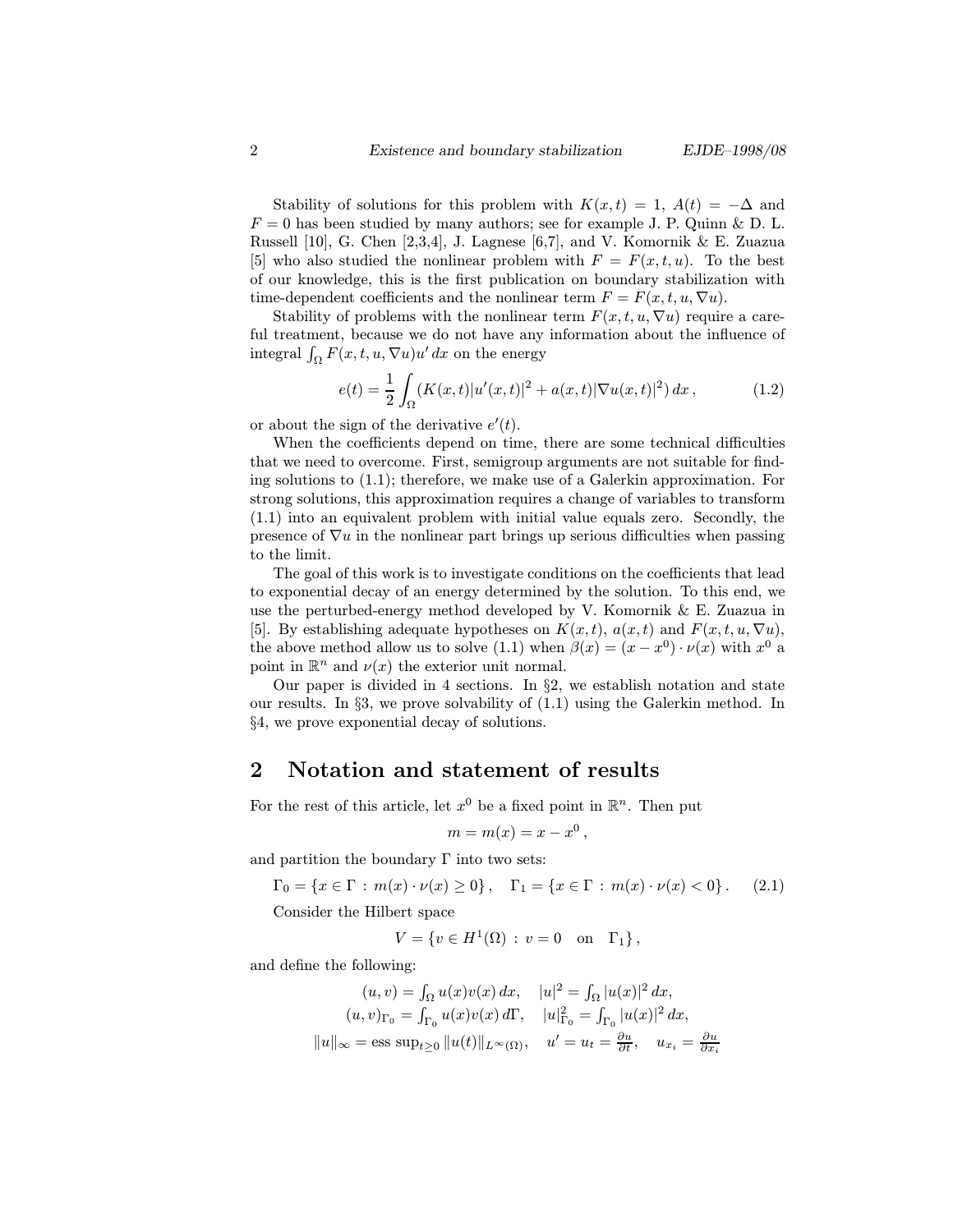Stability of solutions for this problem with $K(x,t) = 1$, $A(t) = -\Delta$ and $F = 0$ has been studied by many authors; see for example J. P. Quinn & D. L. Russell [10], G. Chen [2,3,4], J. Lagnese [6,7], and V. Komornik & E. Zuazua [5] who also studied the nonlinear problem with $F = F(x,t,u)$. To the best of our knowledge, this is the first publication on boundary stabilization with time-dependent coefficients and the nonlinear term $F = F(x,t,u,\nabla u)$.

Stability of problems with the nonlinear term $F(x,t,u,\nabla u)$ require a careful treatment, because we do not have any information about the influence of integral $\int_\Omega F(x,t,u,\nabla u)u'\,dx$ on the energy

$$e(t) = \frac{1}{2}\int_\Omega (K(x,t)|u'(x,t)|^2 + a(x,t)|\nabla u(x,t)|^2)\,dx\,, \tag{1.2}$$

or about the sign of the derivative $e'(t)$.

When the coefficients depend on time, there are some technical difficulties that we need to overcome. First, semigroup arguments are not suitable for finding solutions to (1.1); therefore, we make use of a Galerkin approximation. For strong solutions, this approximation requires a change of variables to transform (1.1) into an equivalent problem with initial value equals zero. Secondly, the presence of $\nabla u$ in the nonlinear part brings up serious difficulties when passing to the limit.

The goal of this work is to investigate conditions on the coefficients that lead to exponential decay of an energy determined by the solution. To this end, we use the perturbed-energy method developed by V. Komornik & E. Zuazua in [5]. By establishing adequate hypotheses on $K(x,t)$, $a(x,t)$ and $F(x,t,u,\nabla u)$, the above method allow us to solve (1.1) when $\beta(x) = (x - x^0)\cdot\nu(x)$ with $x^0$ a point in $\mathbb{R}^n$ and $\nu(x)$ the exterior unit normal.

Our paper is divided in 4 sections. In §2, we establish notation and state our results. In §3, we prove solvability of (1.1) using the Galerkin method. In §4, we prove exponential decay of solutions.

## 2 Notation and statement of results

For the rest of this article, let $x^0$ be a fixed point in $\mathbb{R}^n$. Then put

$$m = m(x) = x - x^0\,,$$

and partition the boundary $\Gamma$ into two sets:

$$\Gamma_0 = \{x \in \Gamma : m(x)\cdot\nu(x) \geq 0\}\,, \quad \Gamma_1 = \{x \in \Gamma : m(x)\cdot\nu(x) < 0\}\,. \tag{2.1}$$

Consider the Hilbert space

$$V = \{v \in H^1(\Omega) : v = 0 \quad \text{on} \quad \Gamma_1\}\,,$$

and define the following:

$$(u,v) = \textstyle\int_\Omega u(x)v(x)\,dx, \quad |u|^2 = \int_\Omega |u(x)|^2\,dx,$$
$$(u,v)_{\Gamma_0} = \textstyle\int_{\Gamma_0} u(x)v(x)\,d\Gamma, \quad |u|^2_{\Gamma_0} = \int_{\Gamma_0} |u(x)|^2\,dx,$$
$$\|u\|_\infty = \operatorname{ess\,sup}_{t\geq 0}\|u(t)\|_{L^\infty(\Omega)}, \quad u' = u_t = \tfrac{\partial u}{\partial t}, \quad u_{x_i} = \tfrac{\partial u}{\partial x_i}$$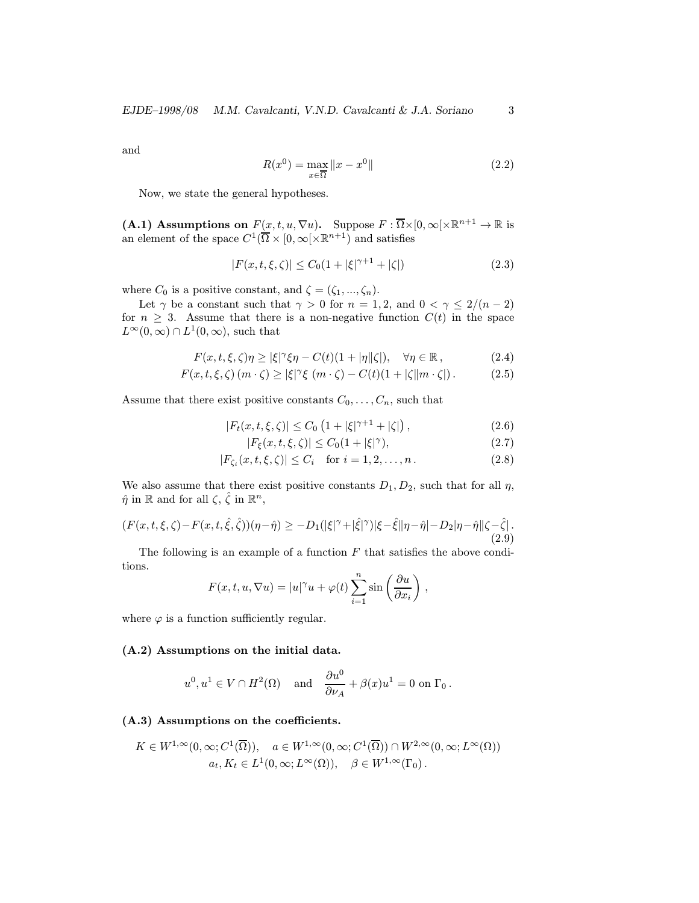and

$$R(x^0) = \max_{x \in \overline{\Omega}} \|x - x^0\| \tag{2.2}$$

Now, we state the general hypotheses.

**(A.1) Assumptions on $F(x,t,u,\nabla u)$.** Suppose $F : \overline{\Omega} \times [0,\infty[ \times \mathbb{R}^{n+1} \to \mathbb{R}$ is an element of the space $C^1(\overline{\Omega} \times [0,\infty[ \times \mathbb{R}^{n+1})$ and satisfies

$$|F(x,t,\xi,\zeta)| \le C_0(1 + |\xi|^{\gamma+1} + |\zeta|) \tag{2.3}$$

where $C_0$ is a positive constant, and $\zeta = (\zeta_1, ..., \zeta_n)$.

Let $\gamma$ be a constant such that $\gamma > 0$ for $n = 1, 2$, and $0 < \gamma \le 2/(n-2)$ for $n \ge 3$. Assume that there is a non-negative function $C(t)$ in the space $L^\infty(0,\infty) \cap L^1(0,\infty)$, such that

$$F(x,t,\xi,\zeta)\eta \ge |\xi|^\gamma \xi \eta - C(t)(1 + |\eta||\zeta|), \quad \forall \eta \in \mathbb{R}, \tag{2.4}$$

$$F(x,t,\xi,\zeta)\,(m \cdot \zeta) \ge |\xi|^\gamma \xi \;(m \cdot \zeta) - C(t)(1 + |\zeta||m \cdot \zeta|). \tag{2.5}$$

Assume that there exist positive constants $C_0, \dots, C_n$, such that

$$|F_t(x,t,\xi,\zeta)| \le C_0\left(1 + |\xi|^{\gamma+1} + |\zeta|\right), \tag{2.6}$$

$$|F_\xi(x,t,\xi,\zeta)| \le C_0(1 + |\xi|^\gamma), \tag{2.7}$$

$$|F_{\zeta_i}(x,t,\xi,\zeta)| \le C_i \quad \text{for } i = 1, 2, \dots, n. \tag{2.8}$$

We also assume that there exist positive constants $D_1, D_2$, such that for all $\eta$, $\hat{\eta}$ in $\mathbb{R}$ and for all $\zeta$, $\hat{\zeta}$ in $\mathbb{R}^n$,

$$(F(x,t,\xi,\zeta) - F(x,t,\hat{\xi},\hat{\zeta}))(\eta - \hat{\eta}) \ge -D_1(|\xi|^\gamma + |\hat{\xi}|^\gamma)|\xi - \hat{\xi}||\eta - \hat{\eta}| - D_2|\eta - \hat{\eta}||\zeta - \hat{\zeta}|. \tag{2.9}$$

The following is an example of a function $F$ that satisfies the above conditions.

$$F(x,t,u,\nabla u) = |u|^\gamma u + \varphi(t) \sum_{i=1}^{n} \sin\left(\frac{\partial u}{\partial x_i}\right),$$

where $\varphi$ is a function sufficiently regular.

**(A.2) Assumptions on the initial data.**

$$u^0, u^1 \in V \cap H^2(\Omega) \quad \text{and} \quad \frac{\partial u^0}{\partial \nu_A} + \beta(x)u^1 = 0 \text{ on } \Gamma_0.$$

**(A.3) Assumptions on the coefficients.**

$$K \in W^{1,\infty}(0,\infty; C^1(\overline{\Omega})), \quad a \in W^{1,\infty}(0,\infty; C^1(\overline{\Omega})) \cap W^{2,\infty}(0,\infty; L^\infty(\Omega))$$
$$a_t, K_t \in L^1(0,\infty; L^\infty(\Omega)), \quad \beta \in W^{1,\infty}(\Gamma_0).$$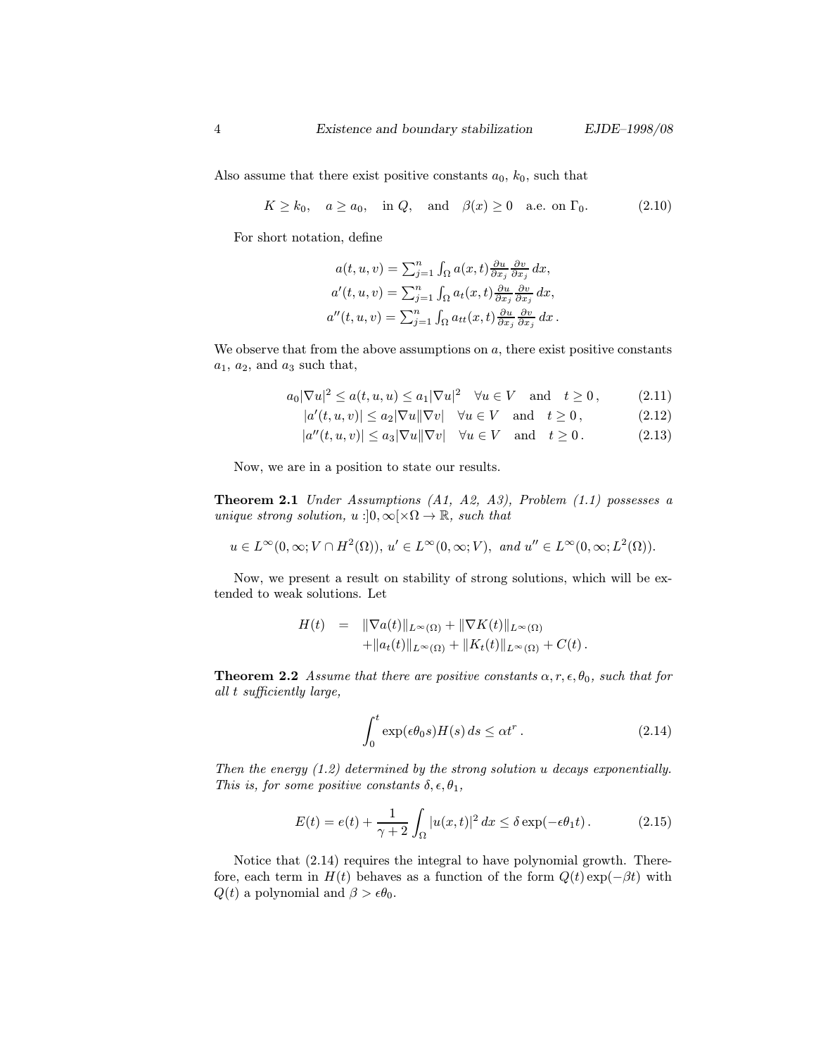Also assume that there exist positive constants $a_0$, $k_0$, such that

$$K \geq k_0, \quad a \geq a_0, \quad \text{in } Q, \quad \text{and} \quad \beta(x) \geq 0 \quad \text{a.e. on } \Gamma_0. \tag{2.10}$$

For short notation, define

$$\begin{aligned}
a(t,u,v) &= \textstyle\sum_{j=1}^n \int_\Omega a(x,t) \frac{\partial u}{\partial x_j} \frac{\partial v}{\partial x_j}\, dx, \\
a'(t,u,v) &= \textstyle\sum_{j=1}^n \int_\Omega a_t(x,t) \frac{\partial u}{\partial x_j} \frac{\partial v}{\partial x_j}\, dx, \\
a''(t,u,v) &= \textstyle\sum_{j=1}^n \int_\Omega a_{tt}(x,t) \frac{\partial u}{\partial x_j} \frac{\partial v}{\partial x_j}\, dx\,.
\end{aligned}$$

We observe that from the above assumptions on $a$, there exist positive constants $a_1$, $a_2$, and $a_3$ such that,

$$a_0|\nabla u|^2 \leq a(t,u,u) \leq a_1 |\nabla u|^2 \quad \forall u \in V \quad \text{and} \quad t \geq 0\,, \tag{2.11}$$

$$|a'(t,u,v)| \leq a_2 |\nabla u| |\nabla v| \quad \forall u \in V \quad \text{and} \quad t \geq 0\,, \tag{2.12}$$

$$|a''(t,u,v)| \leq a_3 |\nabla u| |\nabla v| \quad \forall u \in V \quad \text{and} \quad t \geq 0\,. \tag{2.13}$$

Now, we are in a position to state our results.

**Theorem 2.1** *Under Assumptions (A1, A2, A3), Problem (1.1) possesses a unique strong solution, $u : ]0,\infty[ \times \Omega \to \mathbb{R}$, such that*

$$u \in L^\infty(0,\infty; V \cap H^2(\Omega)),\ u' \in L^\infty(0,\infty;V),\ \textit{and}\ u'' \in L^\infty(0,\infty;L^2(\Omega)).$$

Now, we present a result on stability of strong solutions, which will be extended to weak solutions. Let

$$\begin{aligned}
H(t) &= \|\nabla a(t)\|_{L^\infty(\Omega)} + \|\nabla K(t)\|_{L^\infty(\Omega)} \\
&\quad + \|a_t(t)\|_{L^\infty(\Omega)} + \|K_t(t)\|_{L^\infty(\Omega)} + C(t)\,.
\end{aligned}$$

**Theorem 2.2** *Assume that there are positive constants $\alpha, r, \epsilon, \theta_0$, such that for all $t$ sufficiently large,*

$$\int_0^t \exp(\epsilon\theta_0 s) H(s)\, ds \leq \alpha t^r\,. \tag{2.14}$$

*Then the energy (1.2) determined by the strong solution $u$ decays exponentially. This is, for some positive constants $\delta, \epsilon, \theta_1$,*

$$E(t) = e(t) + \frac{1}{\gamma+2} \int_\Omega |u(x,t)|^2\, dx \leq \delta \exp(-\epsilon\theta_1 t)\,. \tag{2.15}$$

Notice that (2.14) requires the integral to have polynomial growth. Therefore, each term in $H(t)$ behaves as a function of the form $Q(t)\exp(-\beta t)$ with $Q(t)$ a polynomial and $\beta > \epsilon\theta_0$.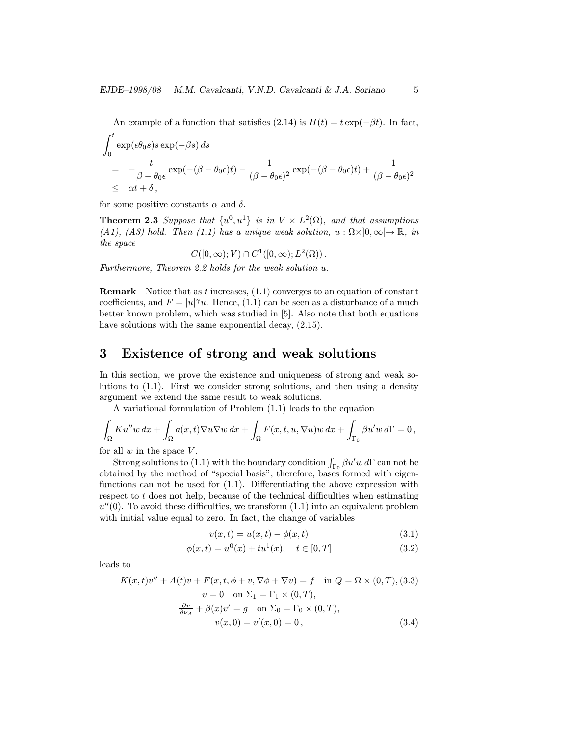An example of a function that satisfies (2.14) is $H(t) = t\exp(-\beta t)$. In fact,

$$
\begin{aligned}
&\int_0^t \exp(\epsilon\theta_0 s)s\exp(-\beta s)\,ds \\
&= \quad -\frac{t}{\beta-\theta_0\epsilon}\exp(-(\beta-\theta_0\epsilon)t) - \frac{1}{(\beta-\theta_0\epsilon)^2}\exp(-(\beta-\theta_0\epsilon)t) + \frac{1}{(\beta-\theta_0\epsilon)^2} \\
&\leq \quad \alpha t + \delta\,,
\end{aligned}
$$

for some positive constants $\alpha$ and $\delta$.

**Theorem 2.3** *Suppose that $\{u^0, u^1\}$ is in $V \times L^2(\Omega)$, and that assumptions (A1), (A3) hold. Then (1.1) has a unique weak solution, $u : \Omega\times ]0,\infty[\to \mathbb{R}$, in the space*

$$C([0,\infty); V) \cap C^1([0,\infty); L^2(\Omega))\,.$$

*Furthermore, Theorem 2.2 holds for the weak solution $u$.*

**Remark** Notice that as $t$ increases, (1.1) converges to an equation of constant coefficients, and $F = |u|^\gamma u$. Hence, (1.1) can be seen as a disturbance of a much better known problem, which was studied in [5]. Also note that both equations have solutions with the same exponential decay, (2.15).

# 3 Existence of strong and weak solutions

In this section, we prove the existence and uniqueness of strong and weak solutions to (1.1). First we consider strong solutions, and then using a density argument we extend the same result to weak solutions.

A variational formulation of Problem (1.1) leads to the equation

$$\int_\Omega Ku''w\,dx + \int_\Omega a(x,t)\nabla u\nabla w\,dx + \int_\Omega F(x,t,u,\nabla u)w\,dx + \int_{\Gamma_0} \beta u'w\,d\Gamma = 0\,,$$

for all $w$ in the space $V$.

Strong solutions to (1.1) with the boundary condition $\int_{\Gamma_0}\beta u'w\,d\Gamma$ can not be obtained by the method of "special basis"; therefore, bases formed with eigenfunctions can not be used for (1.1). Differentiating the above expression with respect to $t$ does not help, because of the technical difficulties when estimating $u''(0)$. To avoid these difficulties, we transform (1.1) into an equivalent problem with initial value equal to zero. In fact, the change of variables

$$v(x,t) = u(x,t) - \phi(x,t) \tag{3.1}$$

$$\phi(x,t) = u^0(x) + tu^1(x), \quad t\in[0,T] \tag{3.2}$$

leads to

$$
\begin{aligned}
K(x,t)v'' + A(t)v + F(x,t,\phi+v,\nabla\phi+\nabla v) = f \quad &\text{in } Q = \Omega\times(0,T), \quad (3.3)\\
v = 0 \quad &\text{on } \Sigma_1 = \Gamma_1\times(0,T),\\
\tfrac{\partial v}{\partial\nu_A} + \beta(x)v' = g \quad &\text{on } \Sigma_0 = \Gamma_0\times(0,T),\\
v(x,0) = v'(x,0) = 0\,, \quad & \qquad (3.4)
\end{aligned}
$$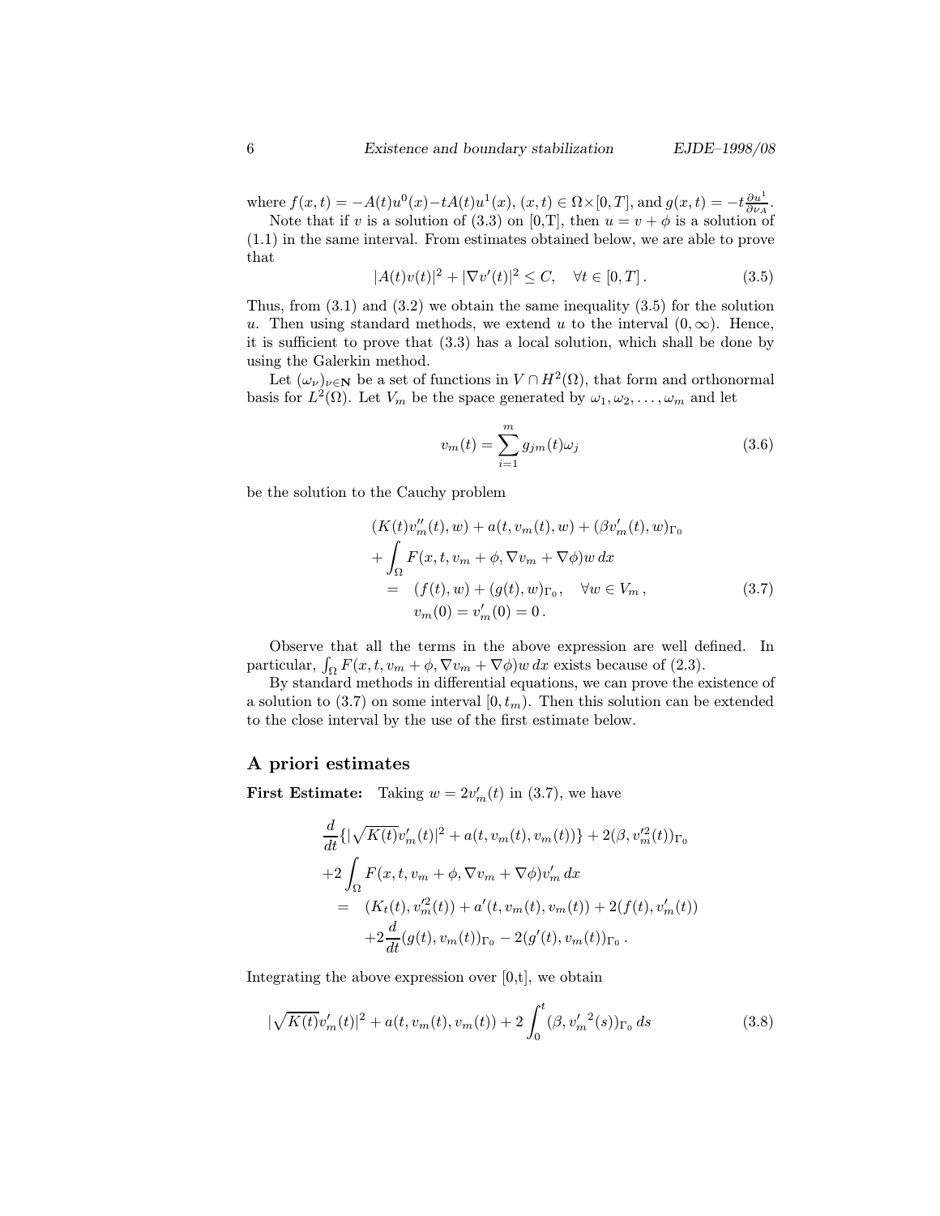where $f(x,t) = -A(t)u^0(x) - tA(t)u^1(x)$, $(x,t) \in \Omega \times [0,T]$, and $g(x,t) = -t\frac{\partial u^1}{\partial \nu_A}$.

Note that if $v$ is a solution of (3.3) on [0,T], then $u = v + \phi$ is a solution of (1.1) in the same interval. From estimates obtained below, we are able to prove that

$$
|A(t)v(t)|^2 + |\nabla v'(t)|^2 \leq C, \quad \forall t \in [0,T]\,. \tag{3.5}
$$

Thus, from (3.1) and (3.2) we obtain the same inequality (3.5) for the solution $u$. Then using standard methods, we extend $u$ to the interval $(0,\infty)$. Hence, it is sufficient to prove that (3.3) has a local solution, which shall be done by using the Galerkin method.

Let $(\omega_\nu)_{\nu \in \mathbf{N}}$ be a set of functions in $V \cap H^2(\Omega)$, that form and orthonormal basis for $L^2(\Omega)$. Let $V_m$ be the space generated by $\omega_1, \omega_2, \ldots, \omega_m$ and let

$$
v_m(t) = \sum_{i=1}^{m} g_{jm}(t)\omega_j \tag{3.6}
$$

be the solution to the Cauchy problem

$$
\begin{aligned}
&(K(t)v_m''(t), w) + a(t, v_m(t), w) + (\beta v_m'(t), w)_{\Gamma_0} \\
&+ \int_\Omega F(x,t,v_m + \phi, \nabla v_m + \nabla\phi)w\,dx \\
&\quad = \quad (f(t), w) + (g(t), w)_{\Gamma_0}, \quad \forall w \in V_m\,, \\
&\quad\quad v_m(0) = v_m'(0) = 0\,.
\end{aligned} \tag{3.7}
$$

Observe that all the terms in the above expression are well defined. In particular, $\int_\Omega F(x,t,v_m+\phi, \nabla v_m + \nabla \phi)w\,dx$ exists because of (2.3).

By standard methods in differential equations, we can prove the existence of a solution to (3.7) on some interval $[0, t_m)$. Then this solution can be extended to the close interval by the use of the first estimate below.

## A priori estimates

**First Estimate:** Taking $w = 2v_m'(t)$ in (3.7), we have

$$
\begin{aligned}
&\frac{d}{dt}\{|\sqrt{K(t)}v_m'(t)|^2 + a(t, v_m(t), v_m(t))\} + 2(\beta, v_m'^2(t))_{\Gamma_0} \\
&+2\int_\Omega F(x,t,v_m+\phi, \nabla v_m + \nabla\phi)v_m'\,dx \\
&= \quad (K_t(t), v_m'^2(t)) + a'(t, v_m(t), v_m(t)) + 2(f(t), v_m'(t)) \\
&\quad\quad +2\frac{d}{dt}(g(t), v_m(t))_{\Gamma_0} - 2(g'(t), v_m(t))_{\Gamma_0}\,.
\end{aligned}
$$

Integrating the above expression over [0,t], we obtain

$$
|\sqrt{K(t)}v_m'(t)|^2 + a(t, v_m(t), v_m(t)) + 2\int_0^t (\beta, {v_m'}^2(s))_{\Gamma_0}\,ds \tag{3.8}
$$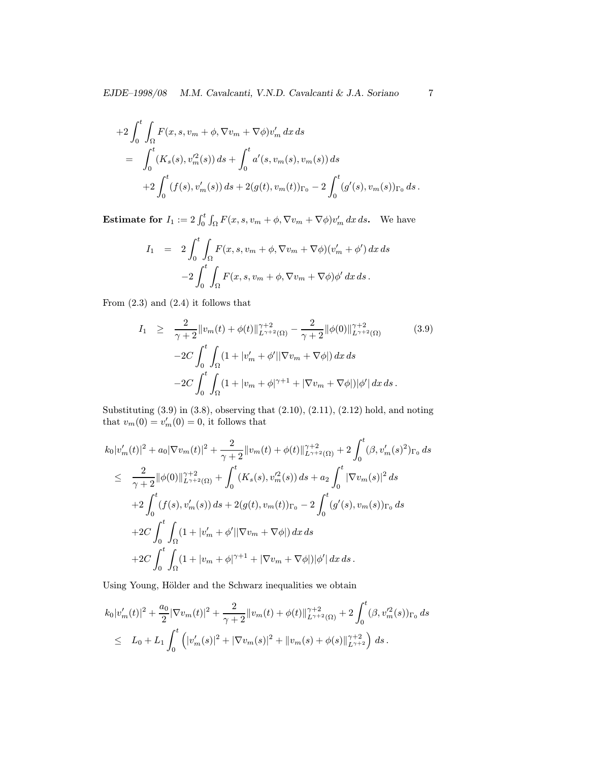$$
\begin{aligned}
&+2\int_0^t\int_\Omega F(x,s,v_m+\phi,\nabla v_m+\nabla\phi)v_m'\,dx\,ds\\
&= \int_0^t (K_s(s),v_m'^2(s))\,ds+\int_0^t a'(s,v_m(s),v_m(s))\,ds\\
&\quad +2\int_0^t (f(s),v_m'(s))\,ds+2(g(t),v_m(t))_{\Gamma_0}-2\int_0^t (g'(s),v_m(s))_{\Gamma_0}\,ds\,.
\end{aligned}
$$

**Estimate for** $I_1 := 2\int_0^t\int_\Omega F(x,s,v_m+\phi,\nabla v_m+\nabla\phi)v_m'\,dx\,ds$**.** We have

$$
\begin{aligned}
I_1 &= 2\int_0^t\int_\Omega F(x,s,v_m+\phi,\nabla v_m+\nabla\phi)(v_m'+\phi')\,dx\,ds\\
&\quad -2\int_0^t\int_\Omega F(x,s,v_m+\phi,\nabla v_m+\nabla\phi)\phi'\,dx\,ds\,.
\end{aligned}
$$

From (2.3) and (2.4) it follows that

$$
\begin{aligned}
I_1 &\geq \frac{2}{\gamma+2}\|v_m(t)+\phi(t)\|_{L^{\gamma+2}(\Omega)}^{\gamma+2}-\frac{2}{\gamma+2}\|\phi(0)\|_{L^{\gamma+2}(\Omega)}^{\gamma+2} \qquad (3.9)\\
&\quad -2C\int_0^t\int_\Omega (1+|v_m'+\phi'||\nabla v_m+\nabla\phi|)\,dx\,ds\\
&\quad -2C\int_0^t\int_\Omega (1+|v_m+\phi|^{\gamma+1}+|\nabla v_m+\nabla\phi|)|\phi'|\,dx\,ds\,.
\end{aligned}
$$

Substituting (3.9) in (3.8), observing that (2.10), (2.11), (2.12) hold, and noting that $v_m(0)=v_m'(0)=0$, it follows that

$$
\begin{aligned}
&k_0|v_m'(t)|^2+a_0|\nabla v_m(t)|^2+\frac{2}{\gamma+2}\|v_m(t)+\phi(t)\|_{L^{\gamma+2}(\Omega)}^{\gamma+2}+2\int_0^t(\beta,v_m'(s)^2)_{\Gamma_0}\,ds\\
&\leq \frac{2}{\gamma+2}\|\phi(0)\|_{L^{\gamma+2}(\Omega)}^{\gamma+2}+\int_0^t (K_s(s),v_m'^2(s))\,ds+a_2\int_0^t|\nabla v_m(s)|^2\,ds\\
&\quad +2\int_0^t (f(s),v_m'(s))\,ds+2(g(t),v_m(t))_{\Gamma_0}-2\int_0^t (g'(s),v_m(s))_{\Gamma_0}\,ds\\
&\quad +2C\int_0^t\int_\Omega (1+|v_m'+\phi'||\nabla v_m+\nabla\phi|)\,dx\,ds\\
&\quad +2C\int_0^t\int_\Omega (1+|v_m+\phi|^{\gamma+1}+|\nabla v_m+\nabla\phi|)|\phi'|\,dx\,ds\,.
\end{aligned}
$$

Using Young, Hölder and the Schwarz inequalities we obtain

$$
\begin{aligned}
&k_0|v_m'(t)|^2+\frac{a_0}{2}|\nabla v_m(t)|^2+\frac{2}{\gamma+2}\|v_m(t)+\phi(t)\|_{L^{\gamma+2}(\Omega)}^{\gamma+2}+2\int_0^t(\beta,v_m'^2(s))_{\Gamma_0}\,ds\\
&\leq L_0+L_1\int_0^t\Big(|v_m'(s)|^2+|\nabla v_m(s)|^2+\|v_m(s)+\phi(s)\|_{L^{\gamma+2}}^{\gamma+2}\Big)\,ds\,.
\end{aligned}
$$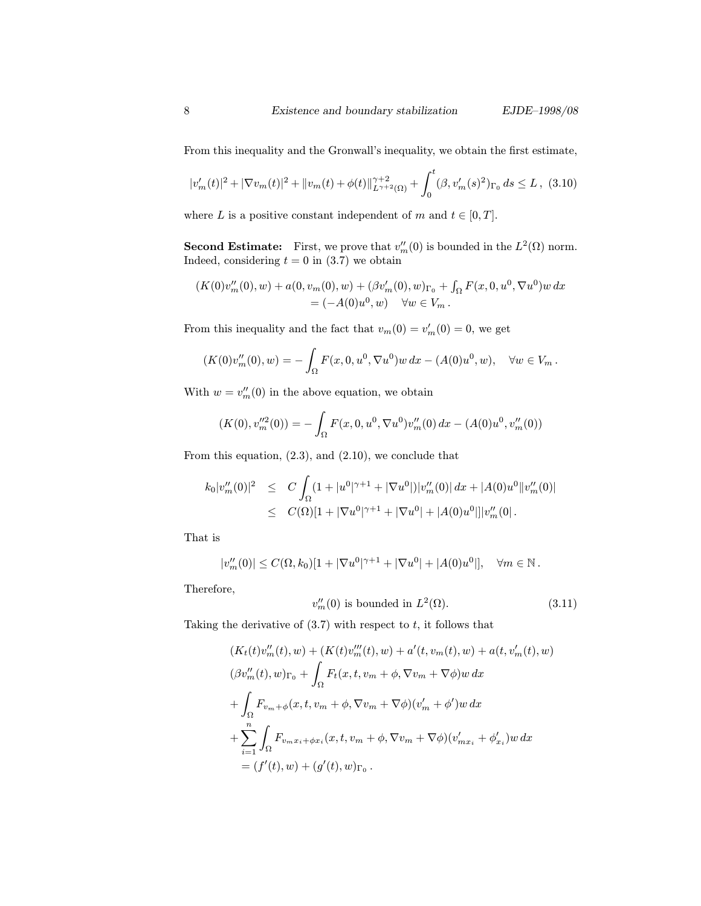From this inequality and the Gronwall's inequality, we obtain the first estimate,

$$|v_m'(t)|^2 + |\nabla v_m(t)|^2 + \|v_m(t)+\phi(t)\|_{L^{\gamma+2}(\Omega)}^{\gamma+2} + \int_0^t (\beta, v_m'(s)^2)_{\Gamma_0}\, ds \le L\,, \quad (3.10)$$

where $L$ is a positive constant independent of $m$ and $t \in [0,T]$.

**Second Estimate:** First, we prove that $v_m''(0)$ is bounded in the $L^2(\Omega)$ norm. Indeed, considering $t=0$ in (3.7) we obtain

$$\begin{gathered}(K(0)v_m''(0), w) + a(0, v_m(0), w) + (\beta v_m'(0), w)_{\Gamma_0} + \textstyle\int_\Omega F(x,0,u^0,\nabla u^0) w\, dx \\ = (-A(0)u^0, w) \quad \forall w \in V_m\,.\end{gathered}$$

From this inequality and the fact that $v_m(0) = v_m'(0) = 0$, we get

$$(K(0)v_m''(0), w) = -\int_\Omega F(x,0,u^0,\nabla u^0) w\, dx - (A(0)u^0, w), \quad \forall w \in V_m\,.$$

With $w = v_m''(0)$ in the above equation, we obtain

$$(K(0), v_m''^2(0)) = -\int_\Omega F(x,0,u^0,\nabla u^0) v_m''(0)\, dx - (A(0)u^0, v_m''(0))$$

From this equation, (2.3), and (2.10), we conclude that

$$\begin{aligned} k_0|v_m''(0)|^2 &\le C\int_\Omega (1 + |u^0|^{\gamma+1} + |\nabla u^0|)|v_m''(0)|\, dx + |A(0)u^0\|v_m''(0)| \\ &\le C(\Omega)[1 + |\nabla u^0|^{\gamma+1} + |\nabla u^0| + |A(0)u^0|]|v_m''(0|\,. \end{aligned}$$

That is

$$|v_m''(0)| \le C(\Omega, k_0)[1 + |\nabla u^0|^{\gamma+1} + |\nabla u^0| + |A(0)u^0|], \quad \forall m \in \mathbb{N}\,.$$

Therefore,

$$v_m''(0) \text{ is bounded in } L^2(\Omega). \quad (3.11)$$

Taking the derivative of (3.7) with respect to $t$, it follows that

$$\begin{aligned} &(K_t(t)v_m''(t), w) + (K(t)v_m'''(t), w) + a'(t, v_m(t), w) + a(t, v_m'(t), w) \\ &(\beta v_m''(t), w)_{\Gamma_0} + \int_\Omega F_t(x,t,v_m+\phi, \nabla v_m + \nabla\phi) w\, dx \\ &+ \int_\Omega F_{v_m+\phi}(x,t,v_m+\phi,\nabla v_m+\nabla\phi)(v_m' + \phi')w\, dx \\ &+ \sum_{i=1}^n \int_\Omega F_{v_{mx_i}+\phi x_i}(x,t,v_m+\phi,\nabla v_m + \nabla\phi)(v_{mx_i}' + \phi_{x_i}')w\, dx \\ &= (f'(t), w) + (g'(t), w)_{\Gamma_0}\,. \end{aligned}$$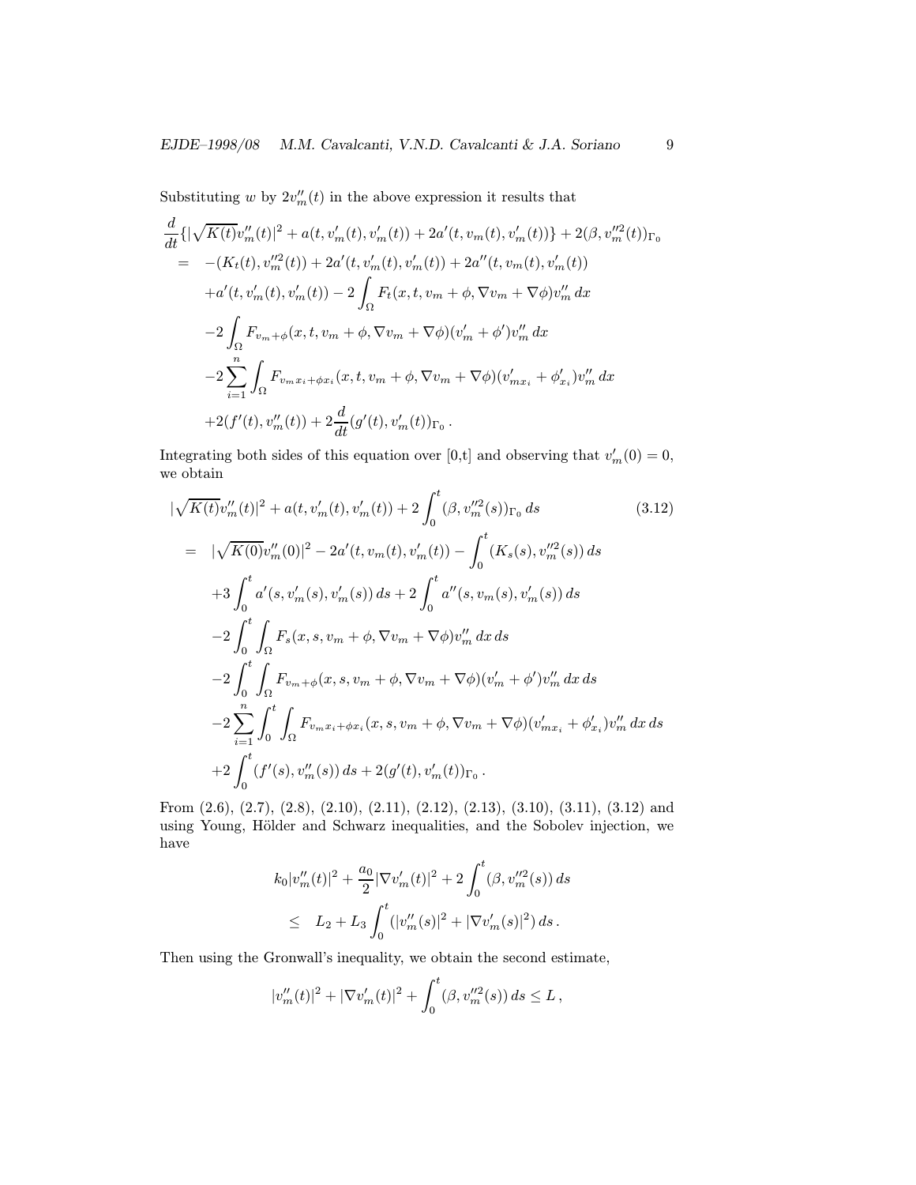Substituting $w$ by $2v_m''(t)$ in the above expression it results that

$$
\begin{aligned}
&\frac{d}{dt}\{|\sqrt{K(t)}v_m''(t)|^2 + a(t, v_m'(t), v_m'(t)) + 2a'(t, v_m(t), v_m'(t))\} + 2(\beta, v_m''^2(t))_{\Gamma_0} \\
&= -(K_t(t), v_m''^2(t)) + 2a'(t, v_m'(t), v_m'(t)) + 2a''(t, v_m(t), v_m'(t)) \\
&\quad + a'(t, v_m'(t), v_m'(t)) - 2\int_\Omega F_t(x, t, v_m + \phi, \nabla v_m + \nabla \phi) v_m''\, dx \\
&\quad - 2\int_\Omega F_{v_m+\phi}(x, t, v_m + \phi, \nabla v_m + \nabla\phi)(v_m' + \phi')v_m''\, dx \\
&\quad - 2\sum_{i=1}^n \int_\Omega F_{v_m x_i + \phi x_i}(x, t, v_m + \phi, \nabla v_m + \nabla \phi)(v_{m x_i}' + \phi_{x_i}')v_m''\, dx \\
&\quad + 2(f'(t), v_m''(t)) + 2\frac{d}{dt}(g'(t), v_m'(t))_{\Gamma_0}\,.
\end{aligned}
$$

Integrating both sides of this equation over [0,t] and observing that $v_m'(0) = 0$, we obtain

$$
\begin{aligned}
&|\sqrt{K(t)}v_m''(t)|^2 + a(t, v_m'(t), v_m'(t)) + 2\int_0^t (\beta, v_m''^2(s))_{\Gamma_0}\, ds \qquad (3.12)\\
&= |\sqrt{K(0)}v_m''(0)|^2 - 2a'(t, v_m(t), v_m'(t)) - \int_0^t (K_s(s), v_m''^2(s))\, ds \\
&\quad + 3\int_0^t a'(s, v_m'(s), v_m'(s))\, ds + 2\int_0^t a''(s, v_m(s), v_m'(s))\, ds \\
&\quad - 2\int_0^t \int_\Omega F_s(x, s, v_m + \phi, \nabla v_m + \nabla\phi)v_m''\, dx\, ds \\
&\quad - 2\int_0^t \int_\Omega F_{v_m+\phi}(x, s, v_m + \phi, \nabla v_m + \nabla\phi)(v_m' + \phi')v_m''\, dx\, ds \\
&\quad - 2\sum_{i=1}^n \int_0^t \int_\Omega F_{v_m x_i + \phi x_i}(x, s, v_m + \phi, \nabla v_m + \nabla\phi)(v_{m x_i}' + \phi_{x_i}')v_m''\, dx\, ds \\
&\quad + 2\int_0^t (f'(s), v_m''(s))\, ds + 2(g'(t), v_m'(t))_{\Gamma_0}\,.
\end{aligned}
$$

From (2.6), (2.7), (2.8), (2.10), (2.11), (2.12), (2.13), (3.10), (3.11), (3.12) and using Young, Hölder and Schwarz inequalities, and the Sobolev injection, we have

$$
\begin{aligned}
&k_0|v_m''(t)|^2 + \frac{a_0}{2}|\nabla v_m'(t)|^2 + 2\int_0^t (\beta, v_m''^2(s))\, ds \\
&\leq \quad L_2 + L_3 \int_0^t (|v_m''(s)|^2 + |\nabla v_m'(s)|^2)\, ds\,.
\end{aligned}
$$

Then using the Gronwall's inequality, we obtain the second estimate,

$$
|v_m''(t)|^2 + |\nabla v_m'(t)|^2 + \int_0^t (\beta, v_m''^2(s))\, ds \leq L\,,
$$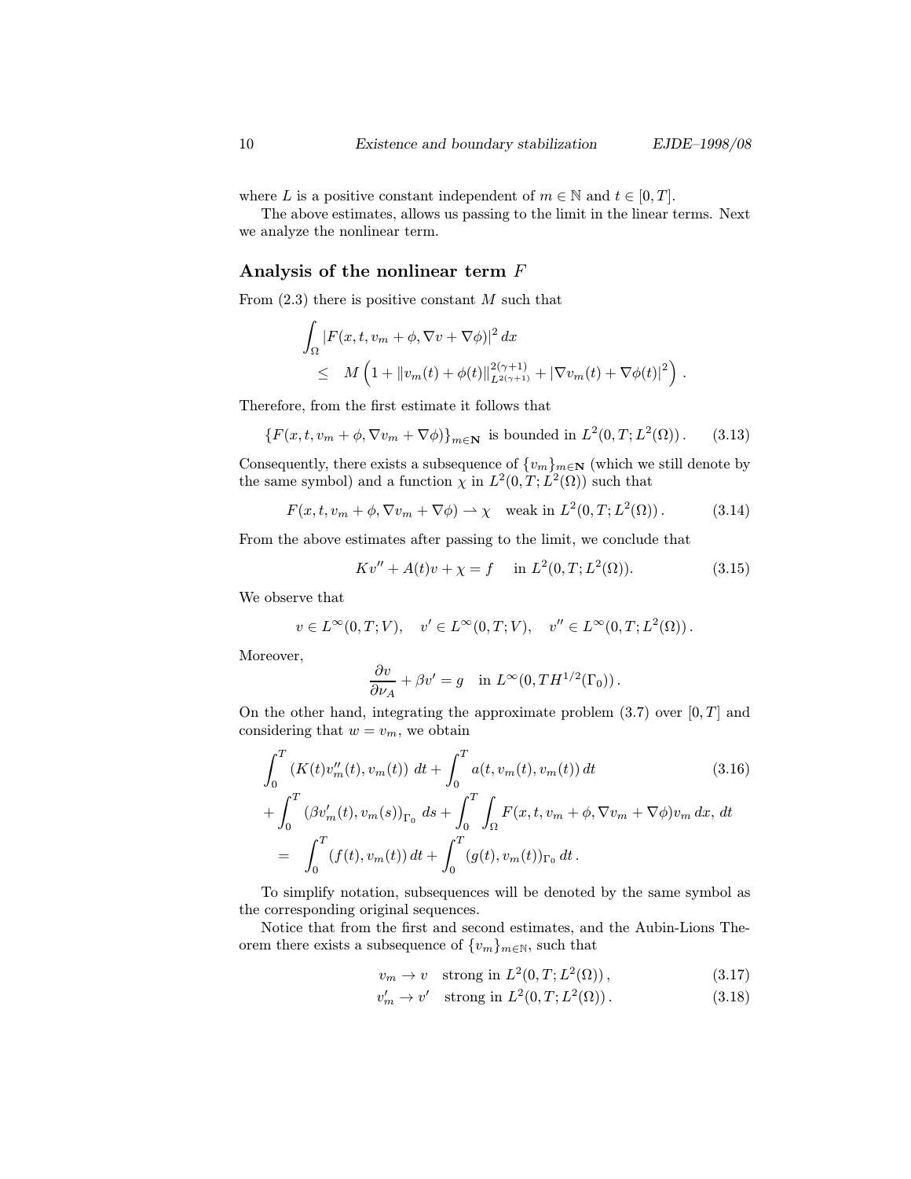where $L$ is a positive constant independent of $m \in \mathbb{N}$ and $t \in [0,T]$.

The above estimates, allows us passing to the limit in the linear terms. Next we analyze the nonlinear term.

### Analysis of the nonlinear term $F$

From (2.3) there is positive constant $M$ such that

$$
\begin{aligned}
&\int_\Omega |F(x,t,v_m+\phi,\nabla v+\nabla\phi)|^2\,dx \\
&\quad \leq \quad M\left(1+\|v_m(t)+\phi(t)\|^{2(\gamma+1)}_{L^{2(\gamma+1)}}+|\nabla v_m(t)+\nabla\phi(t)|^2\right).
\end{aligned}
$$

Therefore, from the first estimate it follows that

$$
\{F(x,t,v_m+\phi,\nabla v_m+\nabla\phi)\}_{m\in\mathbf{N}} \text{ is bounded in } L^2(0,T;L^2(\Omega))\,. \tag{3.13}
$$

Consequently, there exists a subsequence of $\{v_m\}_{m\in\mathbf{N}}$ (which we still denote by the same symbol) and a function $\chi$ in $L^2(0,T;L^2(\Omega))$ such that

$$
F(x,t,v_m+\phi,\nabla v_m+\nabla\phi)\rightharpoonup\chi \quad \text{weak in } L^2(0,T;L^2(\Omega))\,. \tag{3.14}
$$

From the above estimates after passing to the limit, we conclude that

$$
Kv''+A(t)v+\chi=f \quad \text{ in } L^2(0,T;L^2(\Omega)). \tag{3.15}
$$

We observe that

$$
v\in L^\infty(0,T;V),\quad v'\in L^\infty(0,T;V),\quad v''\in L^\infty(0,T;L^2(\Omega))\,.
$$

Moreover,

$$
\frac{\partial v}{\partial\nu_A}+\beta v'=g \quad \text{in } L^\infty(0,TH^{1/2}(\Gamma_0))\,.
$$

On the other hand, integrating the approximate problem (3.7) over $[0,T]$ and considering that $w=v_m$, we obtain

$$
\begin{aligned}
&\int_0^T (K(t)v_m''(t),v_m(t))\;dt+\int_0^T a(t,v_m(t),v_m(t))\,dt \\
&+\int_0^T (\beta v_m'(t),v_m(s))_{\Gamma_0}\;ds+\int_0^T\int_\Omega F(x,t,v_m+\phi,\nabla v_m+\nabla\phi)v_m\,dx,\,dt \\
&= \quad \int_0^T (f(t),v_m(t))\,dt+\int_0^T (g(t),v_m(t))_{\Gamma_0}\,dt\,.
\end{aligned} \tag{3.16}
$$

To simplify notation, subsequences will be denoted by the same symbol as the corresponding original sequences.

Notice that from the first and second estimates, and the Aubin-Lions Theorem there exists a subsequence of $\{v_m\}_{m\in\mathbb{N}}$, such that

$$
v_m\to v \quad \text{strong in } L^2(0,T;L^2(\Omega))\,, \tag{3.17}
$$

$$
v_m'\to v' \quad \text{strong in } L^2(0,T;L^2(\Omega))\,. \tag{3.18}
$$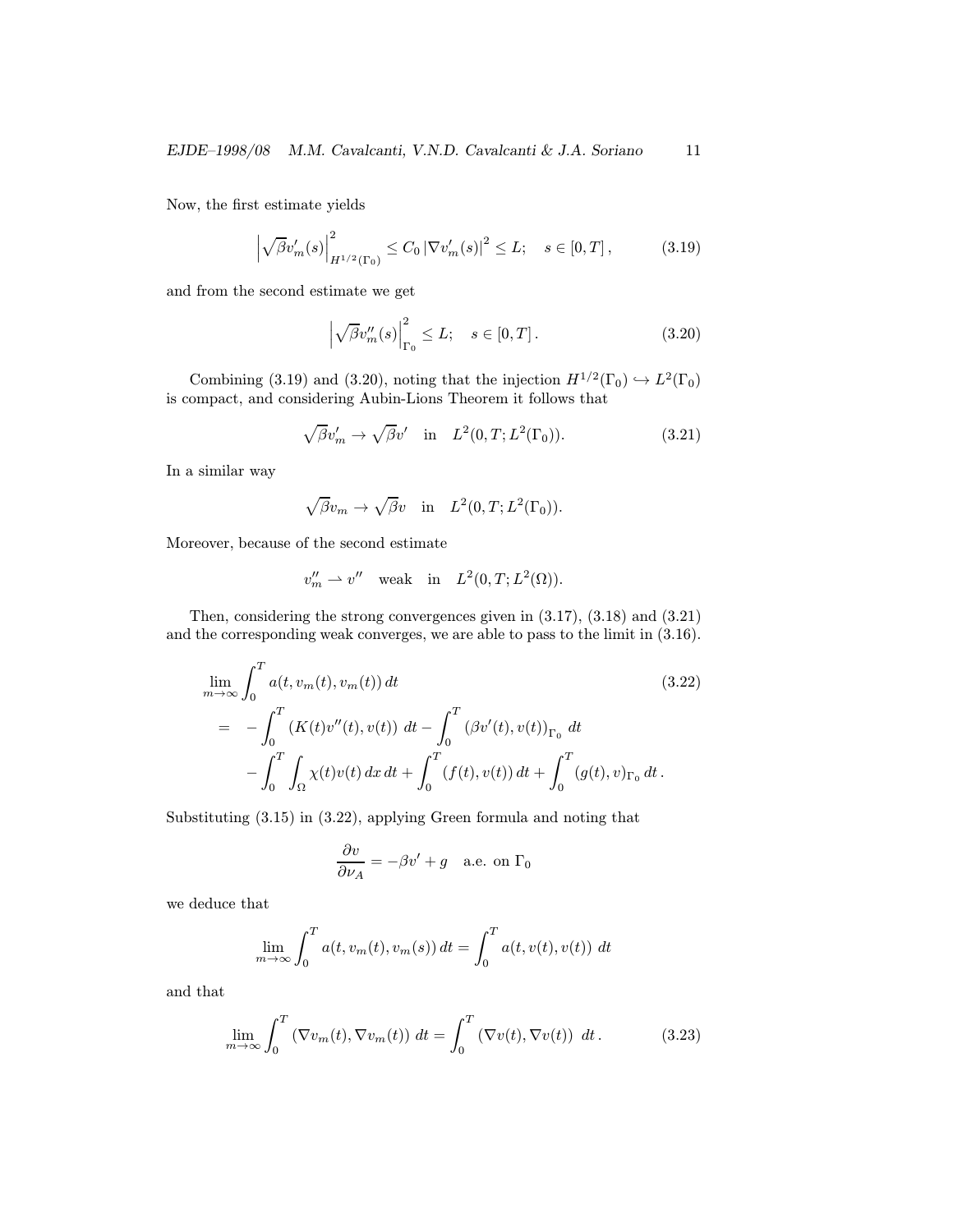Now, the first estimate yields

$$\left|\sqrt{\beta} v_m'(s)\right|^2_{H^{1/2}(\Gamma_0)} \le C_0 \left|\nabla v_m'(s)\right|^2 \le L; \quad s \in [0,T]\,, \tag{3.19}$$

and from the second estimate we get

$$\left|\sqrt{\beta} v_m''(s)\right|^2_{\Gamma_0} \le L; \quad s \in [0,T]\,. \tag{3.20}$$

Combining (3.19) and (3.20), noting that the injection $H^{1/2}(\Gamma_0) \hookrightarrow L^2(\Gamma_0)$ is compact, and considering Aubin-Lions Theorem it follows that

$$\sqrt{\beta} v_m' \to \sqrt{\beta} v' \quad \text{in} \quad L^2(0,T;L^2(\Gamma_0)). \tag{3.21}$$

In a similar way

$$\sqrt{\beta} v_m \to \sqrt{\beta} v \quad \text{in} \quad L^2(0,T;L^2(\Gamma_0)).$$

Moreover, because of the second estimate

$$v_m'' \rightharpoonup v'' \quad \text{weak} \quad \text{in} \quad L^2(0,T;L^2(\Omega)).$$

Then, considering the strong convergences given in (3.17), (3.18) and (3.21) and the corresponding weak converges, we are able to pass to the limit in (3.16).

$$\begin{aligned}
&\lim_{m\to\infty} \int_0^T a(t, v_m(t), v_m(t))\, dt \\
&= \; -\int_0^T \left(K(t)v''(t), v(t)\right)\, dt - \int_0^T \left(\beta v'(t), v(t)\right)_{\Gamma_0}\, dt \\
&\quad - \int_0^T \int_\Omega \chi(t) v(t)\, dx\, dt + \int_0^T (f(t), v(t))\, dt + \int_0^T (g(t), v)_{\Gamma_0}\, dt\,.
\end{aligned} \tag{3.22}$$

Substituting (3.15) in (3.22), applying Green formula and noting that

$$\frac{\partial v}{\partial \nu_A} = -\beta v' + g \quad \text{a.e. on } \Gamma_0$$

we deduce that

$$\lim_{m\to\infty} \int_0^T a(t, v_m(t), v_m(s))\, dt = \int_0^T a(t, v(t), v(t))\; dt$$

and that

$$\lim_{m\to\infty} \int_0^T \left(\nabla v_m(t), \nabla v_m(t)\right)\; dt = \int_0^T \left(\nabla v(t), \nabla v(t)\right)\; dt\,. \tag{3.23}$$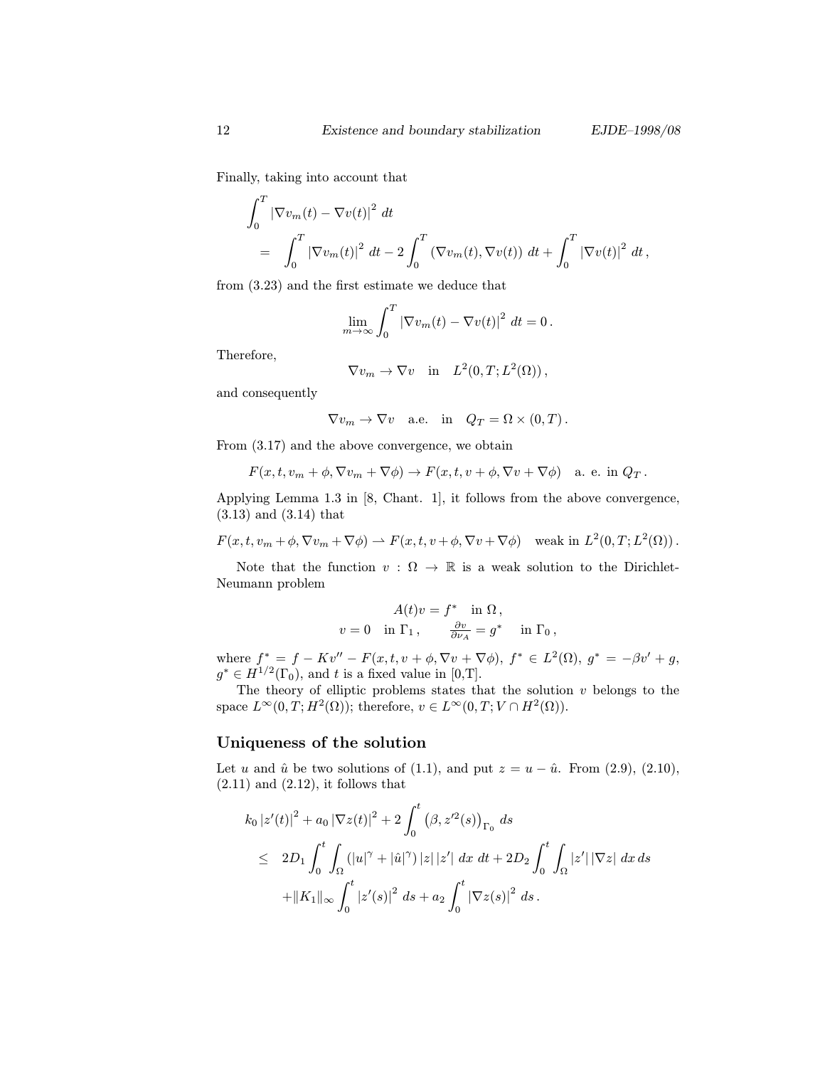Finally, taking into account that

$$
\begin{aligned}
&\int_0^T |\nabla v_m(t) - \nabla v(t)|^2 \, dt \\
&\quad = \int_0^T |\nabla v_m(t)|^2 \, dt - 2\int_0^T (\nabla v_m(t), \nabla v(t)) \, dt + \int_0^T |\nabla v(t)|^2 \, dt \,,
\end{aligned}
$$

from (3.23) and the first estimate we deduce that

$$
\lim_{m\to\infty} \int_0^T |\nabla v_m(t) - \nabla v(t)|^2 \, dt = 0 \,.
$$

Therefore,

$$
\nabla v_m \to \nabla v \quad \text{in} \quad L^2(0,T;L^2(\Omega)) \,,
$$

and consequently

$$
\nabla v_m \to \nabla v \quad \text{a.e.} \quad \text{in} \quad Q_T = \Omega \times (0,T) \,.
$$

From (3.17) and the above convergence, we obtain

$$
F(x,t,v_m+\phi,\nabla v_m + \nabla\phi) \to F(x,t,v+\phi,\nabla v + \nabla\phi) \quad \text{a. e. in } Q_T \,.
$$

Applying Lemma 1.3 in [8, Chant. 1], it follows from the above convergence, (3.13) and (3.14) that

$$
F(x,t,v_m+\phi,\nabla v_m + \nabla\phi) \rightharpoonup F(x,t,v+\phi,\nabla v + \nabla\phi) \quad \text{weak in } L^2(0,T;L^2(\Omega)) \,.
$$

Note that the function $v : \Omega \to \mathbb{R}$ is a weak solution to the Dirichlet-Neumann problem

$$
\begin{gathered}
A(t)v = f^* \quad \text{in } \Omega \,, \\
v = 0 \quad \text{in } \Gamma_1 \,, \qquad \tfrac{\partial v}{\partial \nu_A} = g^* \quad \text{in } \Gamma_0 \,,
\end{gathered}
$$

where $f^* = f - Kv'' - F(x,t,v+\phi,\nabla v + \nabla\phi)$, $f^* \in L^2(\Omega)$, $g^* = -\beta v' + g$, $g^* \in H^{1/2}(\Gamma_0)$, and $t$ is a fixed value in [0,T].

The theory of elliptic problems states that the solution $v$ belongs to the space $L^\infty(0,T;H^2(\Omega))$; therefore, $v \in L^\infty(0,T;V \cap H^2(\Omega))$.

## Uniqueness of the solution

Let $u$ and $\hat{u}$ be two solutions of (1.1), and put $z = u - \hat{u}$. From (2.9), (2.10), (2.11) and (2.12), it follows that

$$
\begin{aligned}
&k_0\,|z'(t)|^2 + a_0\,|\nabla z(t)|^2 + 2\int_0^t \left(\beta, z'^2(s)\right)_{\Gamma_0} ds \\
&\quad \le 2D_1 \int_0^t \int_\Omega (|u|^\gamma + |\hat{u}|^\gamma)\,|z|\,|z'| \, dx \, dt + 2D_2 \int_0^t \int_\Omega |z'|\,|\nabla z| \, dx \, ds \\
&\qquad + \|K_1\|_\infty \int_0^t |z'(s)|^2 \, ds + a_2 \int_0^t |\nabla z(s)|^2 \, ds \,.
\end{aligned}
$$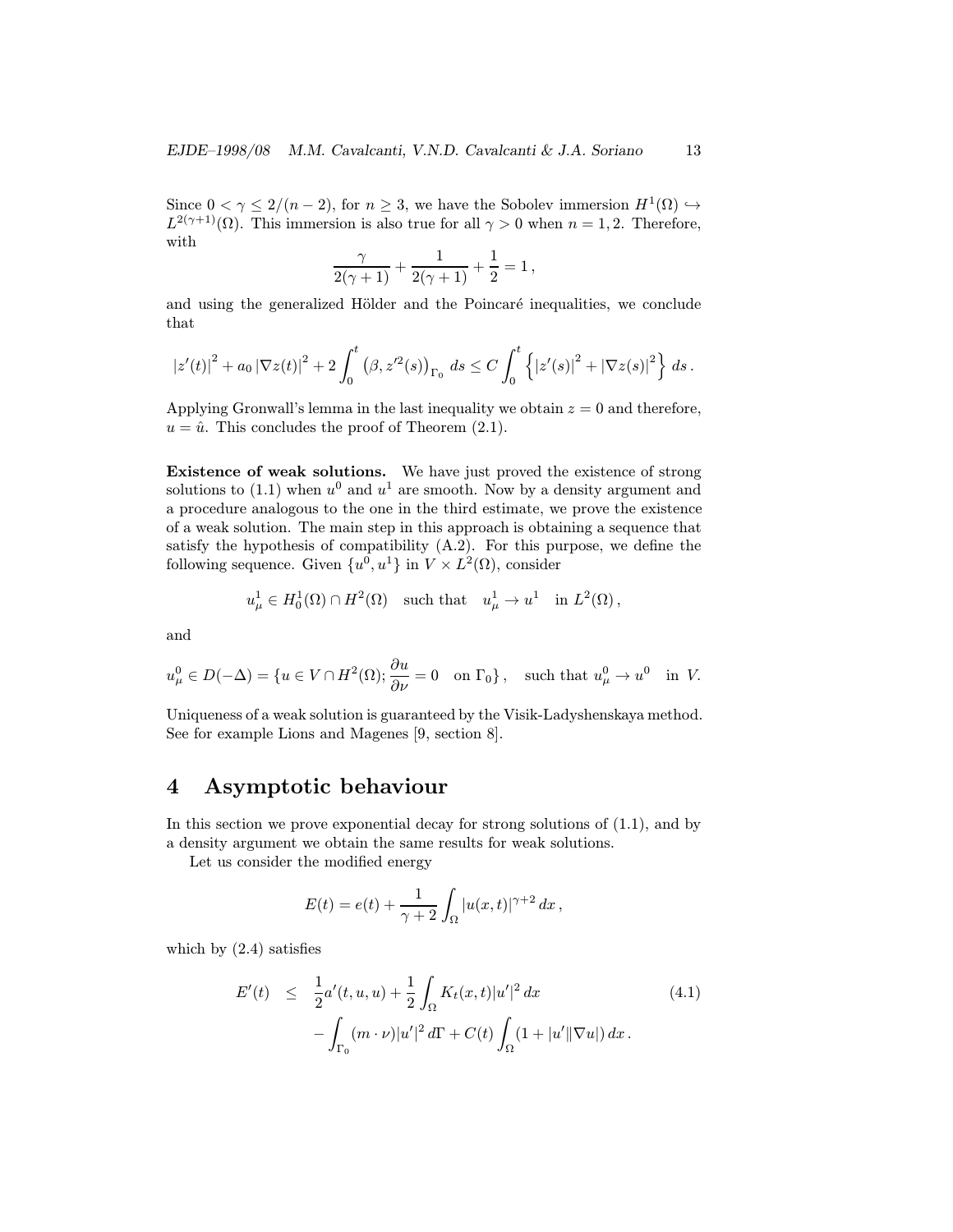Since $0 < \gamma \le 2/(n-2)$, for $n \ge 3$, we have the Sobolev immersion $H^1(\Omega) \hookrightarrow L^{2(\gamma+1)}(\Omega)$. This immersion is also true for all $\gamma > 0$ when $n = 1, 2$. Therefore, with

$$\frac{\gamma}{2(\gamma+1)} + \frac{1}{2(\gamma+1)} + \frac{1}{2} = 1 \,,$$

and using the generalized Hölder and the Poincaré inequalities, we conclude that

$$|z'(t)|^2 + a_0 \, |\nabla z(t)|^2 + 2 \int_0^t \left(\beta, z'^2(s)\right)_{\Gamma_0} \, ds \le C \int_0^t \left\{ |z'(s)|^2 + |\nabla z(s)|^2 \right\} \, ds \,.$$

Applying Gronwall's lemma in the last inequality we obtain $z = 0$ and therefore, $u = \hat{u}$. This concludes the proof of Theorem (2.1).

**Existence of weak solutions.** We have just proved the existence of strong solutions to (1.1) when $u^0$ and $u^1$ are smooth. Now by a density argument and a procedure analogous to the one in the third estimate, we prove the existence of a weak solution. The main step in this approach is obtaining a sequence that satisfy the hypothesis of compatibility (A.2). For this purpose, we define the following sequence. Given $\{u^0, u^1\}$ in $V \times L^2(\Omega)$, consider

$$u^1_\mu \in H^1_0(\Omega) \cap H^2(\Omega) \quad \text{such that} \quad u^1_\mu \to u^1 \quad \text{in } L^2(\Omega) \,,$$

and

$$u^0_\mu \in D(-\Delta) = \{ u \in V \cap H^2(\Omega); \frac{\partial u}{\partial \nu} = 0 \quad \text{on } \Gamma_0 \} \,, \quad \text{such that } u^0_\mu \to u^0 \quad \text{in } V.$$

Uniqueness of a weak solution is guaranteed by the Visik-Ladyshenskaya method. See for example Lions and Magenes [9, section 8].

# 4 Asymptotic behaviour

In this section we prove exponential decay for strong solutions of (1.1), and by a density argument we obtain the same results for weak solutions.

Let us consider the modified energy

$$E(t) = e(t) + \frac{1}{\gamma+2} \int_\Omega |u(x,t)|^{\gamma+2} \, dx \,,$$

which by (2.4) satisfies

$$\begin{aligned} E'(t) \quad &\le \quad \frac{1}{2} a'(t, u, u) + \frac{1}{2} \int_\Omega K_t(x,t) |u'|^2 \, dx \\ &\quad - \int_{\Gamma_0} (m \cdot \nu) |u'|^2 \, d\Gamma + C(t) \int_\Omega (1 + |u'| |\nabla u|) \, dx \,. \end{aligned} \tag{4.1}$$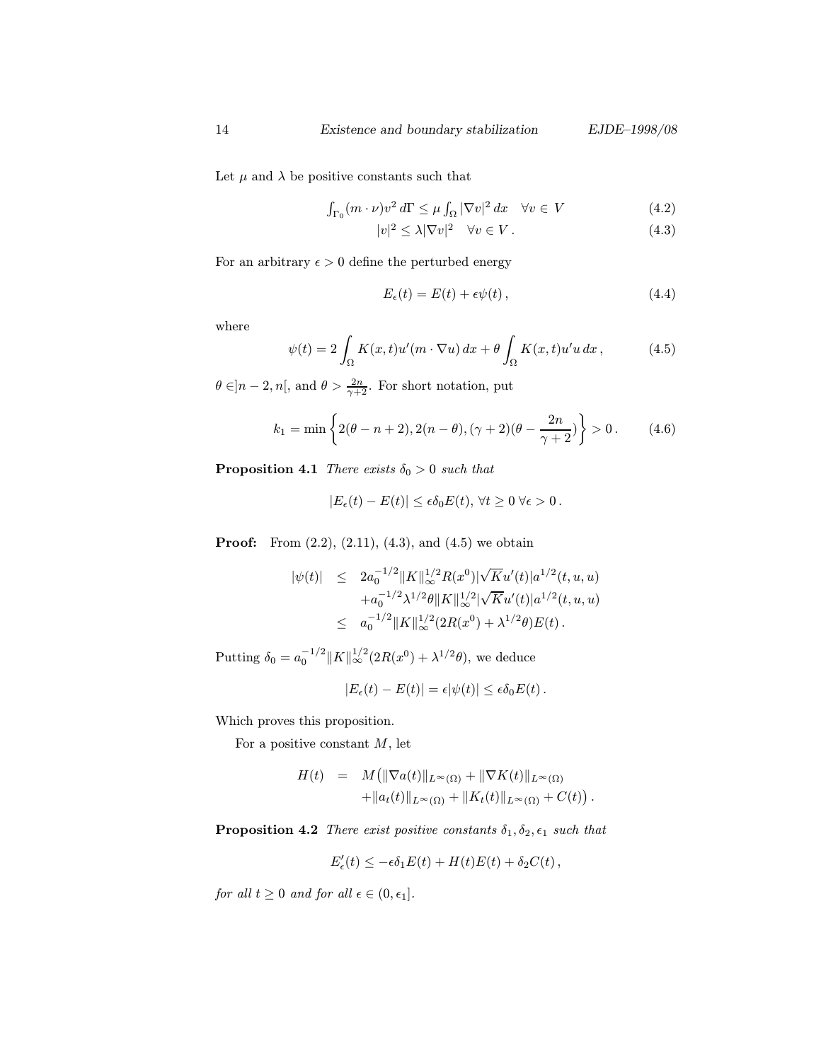Let $\mu$ and $\lambda$ be positive constants such that

$$\int_{\Gamma_0}(m\cdot\nu)v^2\,d\Gamma \le \mu\int_\Omega |\nabla v|^2\,dx \quad \forall v\in V \tag{4.2}$$

$$|v|^2 \le \lambda|\nabla v|^2 \quad \forall v\in V\,. \tag{4.3}$$

For an arbitrary $\epsilon>0$ define the perturbed energy

$$E_\epsilon(t) = E(t) + \epsilon\psi(t)\,, \tag{4.4}$$

where

$$\psi(t) = 2\int_\Omega K(x,t)u'(m\cdot\nabla u)\,dx + \theta\int_\Omega K(x,t)u'u\,dx\,, \tag{4.5}$$

$\theta\in]n-2,n[$, and $\theta>\frac{2n}{\gamma+2}$. For short notation, put

$$k_1 = \min\left\{2(\theta-n+2),2(n-\theta),(\gamma+2)(\theta-\frac{2n}{\gamma+2})\right\}>0\,. \tag{4.6}$$

**Proposition 4.1** *There exists $\delta_0>0$ such that*

$$|E_\epsilon(t)-E(t)|\le\epsilon\delta_0E(t),\ \forall t\ge0\ \forall\epsilon>0\,.$$

**Proof:** From (2.2), (2.11), (4.3), and (4.5) we obtain

$$\begin{aligned}
|\psi(t)| &\le 2a_0^{-1/2}\|K\|_\infty^{1/2}R(x^0)|\sqrt{K}u'(t)|a^{1/2}(t,u,u)\\
&\quad +a_0^{-1/2}\lambda^{1/2}\theta\|K\|_\infty^{1/2}|\sqrt{K}u'(t)|a^{1/2}(t,u,u)\\
&\le a_0^{-1/2}\|K\|_\infty^{1/2}(2R(x^0)+\lambda^{1/2}\theta)E(t)\,.
\end{aligned}$$

Putting $\delta_0=a_0^{-1/2}\|K\|_\infty^{1/2}(2R(x^0)+\lambda^{1/2}\theta)$, we deduce

$$|E_\epsilon(t)-E(t)| = \epsilon|\psi(t)|\le\epsilon\delta_0E(t)\,.$$

Which proves this proposition.

For a positive constant $M$, let

$$\begin{aligned}
H(t) &= M\big(\|\nabla a(t)\|_{L^\infty(\Omega)}+\|\nabla K(t)\|_{L^\infty(\Omega)}\\
&\quad +\|a_t(t)\|_{L^\infty(\Omega)}+\|K_t(t)\|_{L^\infty(\Omega)}+C(t)\big)\,.
\end{aligned}$$

**Proposition 4.2** *There exist positive constants $\delta_1,\delta_2,\epsilon_1$ such that*

$$E'_\epsilon(t)\le-\epsilon\delta_1E(t)+H(t)E(t)+\delta_2C(t)\,,$$

*for all $t\ge0$ and for all $\epsilon\in(0,\epsilon_1]$.*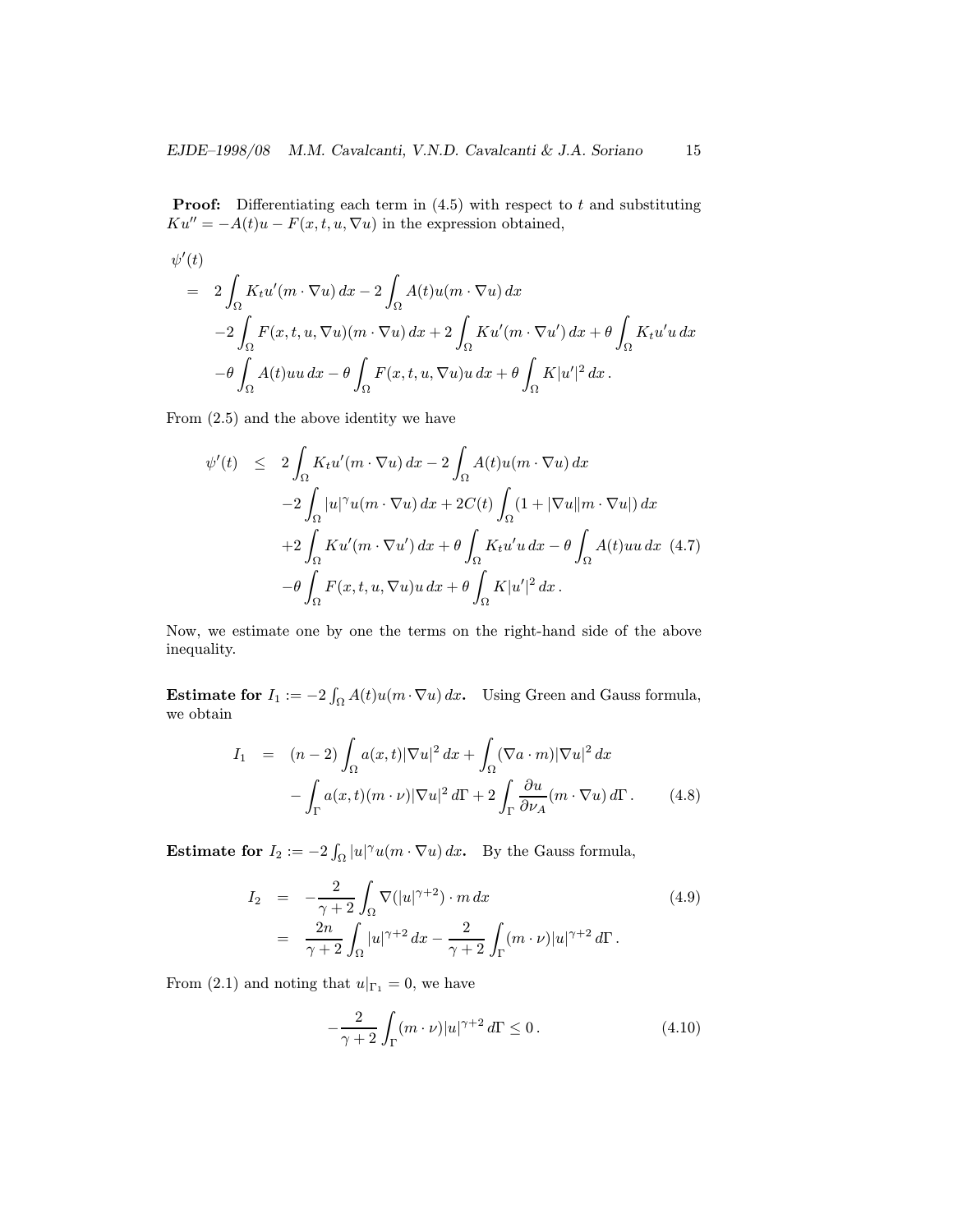**Proof:** Differentiating each term in (4.5) with respect to $t$ and substituting $Ku'' = -A(t)u - F(x,t,u,\nabla u)$ in the expression obtained,

$$
\begin{aligned}
\psi'(t) & \\
= \;& 2\int_\Omega K_t u'(m\cdot\nabla u)\,dx - 2\int_\Omega A(t)u(m\cdot\nabla u)\,dx \\
& -2\int_\Omega F(x,t,u,\nabla u)(m\cdot\nabla u)\,dx + 2\int_\Omega Ku'(m\cdot\nabla u')\,dx + \theta\int_\Omega K_t u' u\,dx \\
& -\theta\int_\Omega A(t)uu\,dx - \theta\int_\Omega F(x,t,u,\nabla u)u\,dx + \theta\int_\Omega K|u'|^2\,dx\,.
\end{aligned}
$$

From (2.5) and the above identity we have

$$
\begin{aligned}
\psi'(t) \;\le\; & 2\int_\Omega K_t u'(m\cdot\nabla u)\,dx - 2\int_\Omega A(t)u(m\cdot\nabla u)\,dx \\
& -2\int_\Omega |u|^\gamma u(m\cdot\nabla u)\,dx + 2C(t)\int_\Omega (1+|\nabla u||m\cdot\nabla u|)\,dx \\
& +2\int_\Omega Ku'(m\cdot\nabla u')\,dx + \theta\int_\Omega K_t u'u\,dx - \theta\int_\Omega A(t)uu\,dx \qquad (4.7)\\
& -\theta\int_\Omega F(x,t,u,\nabla u)u\,dx + \theta\int_\Omega K|u'|^2\,dx\,.
\end{aligned}
$$

Now, we estimate one by one the terms on the right-hand side of the above inequality.

**Estimate for $I_1 := -2\int_\Omega A(t)u(m\cdot\nabla u)\,dx$.** Using Green and Gauss formula, we obtain

$$
\begin{aligned}
I_1 \;=\; & (n-2)\int_\Omega a(x,t)|\nabla u|^2\,dx + \int_\Omega (\nabla a\cdot m)|\nabla u|^2\,dx \\
& -\int_\Gamma a(x,t)(m\cdot\nu)|\nabla u|^2\,d\Gamma + 2\int_\Gamma \frac{\partial u}{\partial\nu_A}(m\cdot\nabla u)\,d\Gamma\,. \qquad (4.8)
\end{aligned}
$$

**Estimate for $I_2 := -2\int_\Omega |u|^\gamma u(m\cdot\nabla u)\,dx$.** By the Gauss formula,

$$
\begin{aligned}
I_2 \;=\; & -\frac{2}{\gamma+2}\int_\Omega \nabla(|u|^{\gamma+2})\cdot m\,dx \qquad (4.9)\\
=\; & \frac{2n}{\gamma+2}\int_\Omega |u|^{\gamma+2}\,dx - \frac{2}{\gamma+2}\int_\Gamma (m\cdot\nu)|u|^{\gamma+2}\,d\Gamma\,.
\end{aligned}
$$

From (2.1) and noting that $u|_{\Gamma_1} = 0$, we have

$$
-\frac{2}{\gamma+2}\int_\Gamma (m\cdot\nu)|u|^{\gamma+2}\,d\Gamma \le 0\,. \qquad (4.10)
$$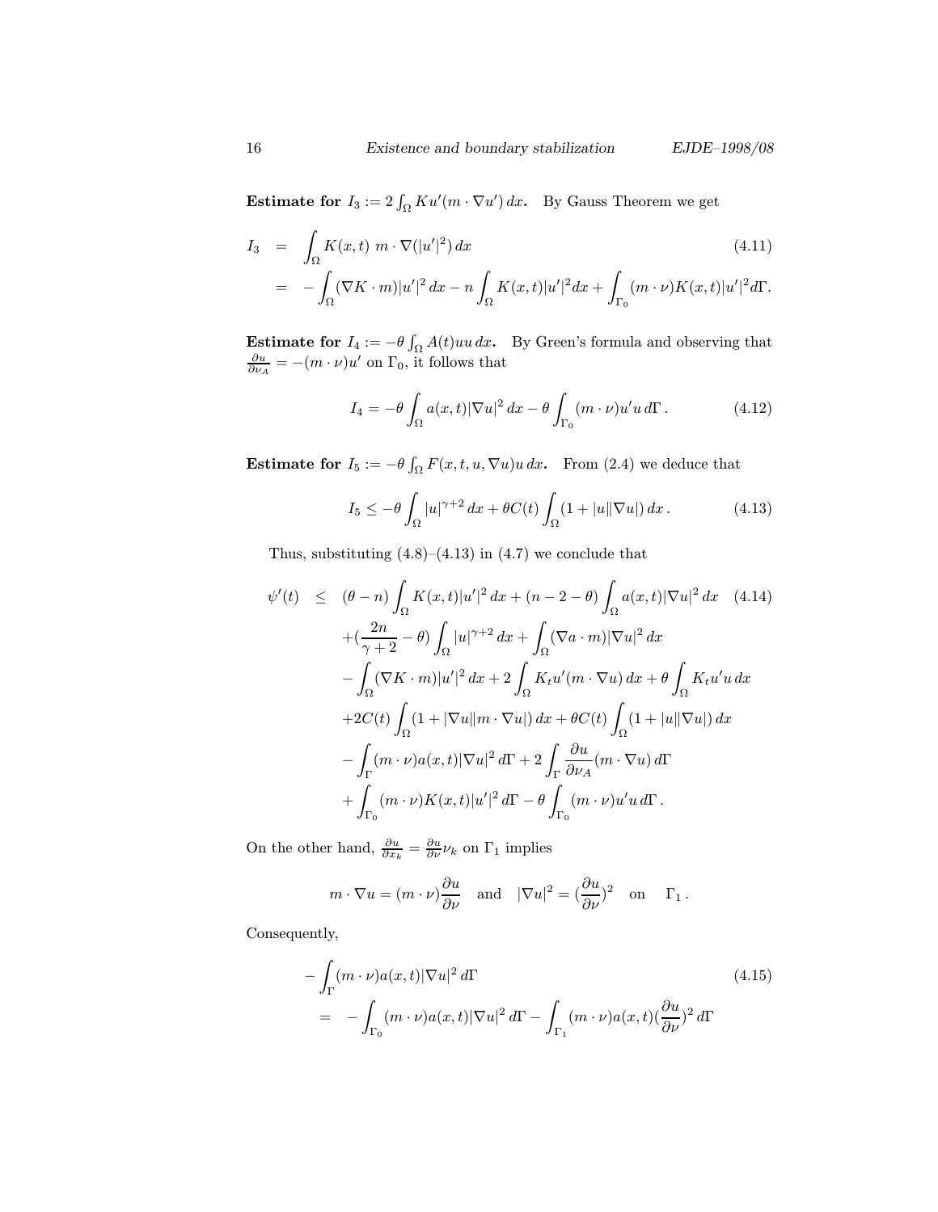**Estimate for** $I_3 := 2\int_\Omega K u'(m\cdot\nabla u')\,dx$**.** By Gauss Theorem we get

$$
\begin{aligned}
I_3 &= \int_\Omega K(x,t)\; m\cdot\nabla(|u'|^2)\,dx \qquad (4.11)\\
&= -\int_\Omega(\nabla K\cdot m)|u'|^2\,dx - n\int_\Omega K(x,t)|u'|^2dx + \int_{\Gamma_0}(m\cdot\nu)K(x,t)|u'|^2d\Gamma.
\end{aligned}
$$

**Estimate for** $I_4 := -\theta\int_\Omega A(t)uu\,dx$**.** By Green's formula and observing that $\frac{\partial u}{\partial\nu_A} = -(m\cdot\nu)u'$ on $\Gamma_0$, it follows that

$$
I_4 = -\theta\int_\Omega a(x,t)|\nabla u|^2\,dx - \theta\int_{\Gamma_0}(m\cdot\nu)u'u\,d\Gamma\,. \qquad (4.12)
$$

**Estimate for** $I_5 := -\theta\int_\Omega F(x,t,u,\nabla u)u\,dx$**.** From (2.4) we deduce that

$$
I_5 \le -\theta\int_\Omega |u|^{\gamma+2}\,dx + \theta C(t)\int_\Omega(1+|u||\nabla u|)\,dx\,. \qquad (4.13)
$$

Thus, substituting (4.8)–(4.13) in (4.7) we conclude that

$$
\begin{aligned}
\psi'(t) \;\le\;& (\theta-n)\int_\Omega K(x,t)|u'|^2\,dx + (n-2-\theta)\int_\Omega a(x,t)|\nabla u|^2\,dx \qquad (4.14)\\
&+(\frac{2n}{\gamma+2}-\theta)\int_\Omega|u|^{\gamma+2}\,dx + \int_\Omega(\nabla a\cdot m)|\nabla u|^2\,dx\\
&-\int_\Omega(\nabla K\cdot m)|u'|^2\,dx + 2\int_\Omega K_t u'(m\cdot\nabla u)\,dx + \theta\int_\Omega K_t u'u\,dx\\
&+2C(t)\int_\Omega(1+|\nabla u||m\cdot\nabla u|)\,dx + \theta C(t)\int_\Omega(1+|u||\nabla u|)\,dx\\
&-\int_\Gamma(m\cdot\nu)a(x,t)|\nabla u|^2\,d\Gamma + 2\int_\Gamma\frac{\partial u}{\partial\nu_A}(m\cdot\nabla u)\,d\Gamma\\
&+\int_{\Gamma_0}(m\cdot\nu)K(x,t)|u'|^2\,d\Gamma - \theta\int_{\Gamma_0}(m\cdot\nu)u'u\,d\Gamma\,.
\end{aligned}
$$

On the other hand, $\frac{\partial u}{\partial x_k} = \frac{\partial u}{\partial\nu}\nu_k$ on $\Gamma_1$ implies

$$
m\cdot\nabla u = (m\cdot\nu)\frac{\partial u}{\partial\nu} \quad\text{and}\quad |\nabla u|^2 = (\frac{\partial u}{\partial\nu})^2 \quad\text{on}\quad \Gamma_1\,.
$$

Consequently,

$$
\begin{aligned}
&-\int_\Gamma(m\cdot\nu)a(x,t)|\nabla u|^2\,d\Gamma \qquad (4.15)\\
&= -\int_{\Gamma_0}(m\cdot\nu)a(x,t)|\nabla u|^2\,d\Gamma - \int_{\Gamma_1}(m\cdot\nu)a(x,t)(\frac{\partial u}{\partial\nu})^2\,d\Gamma
\end{aligned}
$$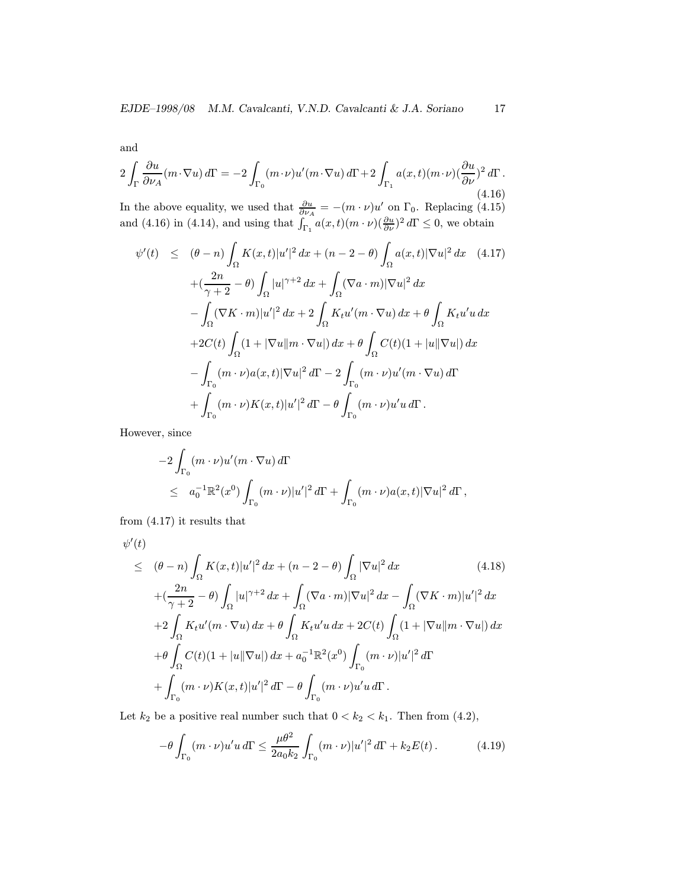and

$$2\int_{\Gamma}\frac{\partial u}{\partial \nu_A}(m\cdot\nabla u)\,d\Gamma = -2\int_{\Gamma_0}(m\cdot\nu)u'(m\cdot\nabla u)\,d\Gamma + 2\int_{\Gamma_1}a(x,t)(m\cdot\nu)(\frac{\partial u}{\partial \nu})^2\,d\Gamma\,. \tag{4.16}$$

In the above equality, we used that $\frac{\partial u}{\partial \nu_A} = -(m\cdot\nu)u'$ on $\Gamma_0$. Replacing (4.15) and (4.16) in (4.14), and using that $\int_{\Gamma_1}a(x,t)(m\cdot\nu)(\frac{\partial u}{\partial\nu})^2\,d\Gamma \leq 0$, we obtain

$$\begin{aligned}
\psi'(t) \quad \leq \quad & (\theta - n)\int_\Omega K(x,t)|u'|^2\,dx + (n-2-\theta)\int_\Omega a(x,t)|\nabla u|^2\,dx \qquad (4.17)\\
& +(\frac{2n}{\gamma+2}-\theta)\int_\Omega |u|^{\gamma+2}\,dx + \int_\Omega(\nabla a\cdot m)|\nabla u|^2\,dx\\
& -\int_\Omega(\nabla K\cdot m)|u'|^2\,dx + 2\int_\Omega K_t u'(m\cdot\nabla u)\,dx + \theta\int_\Omega K_t u' u\,dx\\
& +2C(t)\int_\Omega(1+|\nabla u\|m\cdot\nabla u|)\,dx + \theta\int_\Omega C(t)(1+|u\|\nabla u|)\,dx\\
& -\int_{\Gamma_0}(m\cdot\nu)a(x,t)|\nabla u|^2\,d\Gamma - 2\int_{\Gamma_0}(m\cdot\nu)u'(m\cdot\nabla u)\,d\Gamma\\
& +\int_{\Gamma_0}(m\cdot\nu)K(x,t)|u'|^2\,d\Gamma - \theta\int_{\Gamma_0}(m\cdot\nu)u'u\,d\Gamma\,.
\end{aligned}$$

However, since

$$\begin{aligned}
& -2\int_{\Gamma_0}(m\cdot\nu)u'(m\cdot\nabla u)\,d\Gamma\\
& \quad\leq\quad a_0^{-1}\mathbb{R}^2(x^0)\int_{\Gamma_0}(m\cdot\nu)|u'|^2\,d\Gamma + \int_{\Gamma_0}(m\cdot\nu)a(x,t)|\nabla u|^2\,d\Gamma\,,
\end{aligned}$$

from (4.17) it results that

$$\begin{aligned}
& \psi'(t)\\
& \leq\quad (\theta-n)\int_\Omega K(x,t)|u'|^2\,dx + (n-2-\theta)\int_\Omega|\nabla u|^2\,dx \qquad (4.18)\\
& \quad +(\frac{2n}{\gamma+2}-\theta)\int_\Omega|u|^{\gamma+2}\,dx + \int_\Omega(\nabla a\cdot m)|\nabla u|^2\,dx - \int_\Omega(\nabla K\cdot m)|u'|^2\,dx\\
& \quad +2\int_\Omega K_t u'(m\cdot\nabla u)\,dx + \theta\int_\Omega K_t u'u\,dx + 2C(t)\int_\Omega(1+|\nabla u\|m\cdot\nabla u|)\,dx\\
& \quad +\theta\int_\Omega C(t)(1+|u\|\nabla u|)\,dx + a_0^{-1}\mathbb{R}^2(x^0)\int_{\Gamma_0}(m\cdot\nu)|u'|^2\,d\Gamma\\
& \quad +\int_{\Gamma_0}(m\cdot\nu)K(x,t)|u'|^2\,d\Gamma - \theta\int_{\Gamma_0}(m\cdot\nu)u'u\,d\Gamma\,.
\end{aligned}$$

Let $k_2$ be a positive real number such that $0 < k_2 < k_1$. Then from (4.2),

$$-\theta\int_{\Gamma_0}(m\cdot\nu)u'u\,d\Gamma \leq \frac{\mu\theta^2}{2a_0k_2}\int_{\Gamma_0}(m\cdot\nu)|u'|^2\,d\Gamma + k_2E(t)\,. \tag{4.19}$$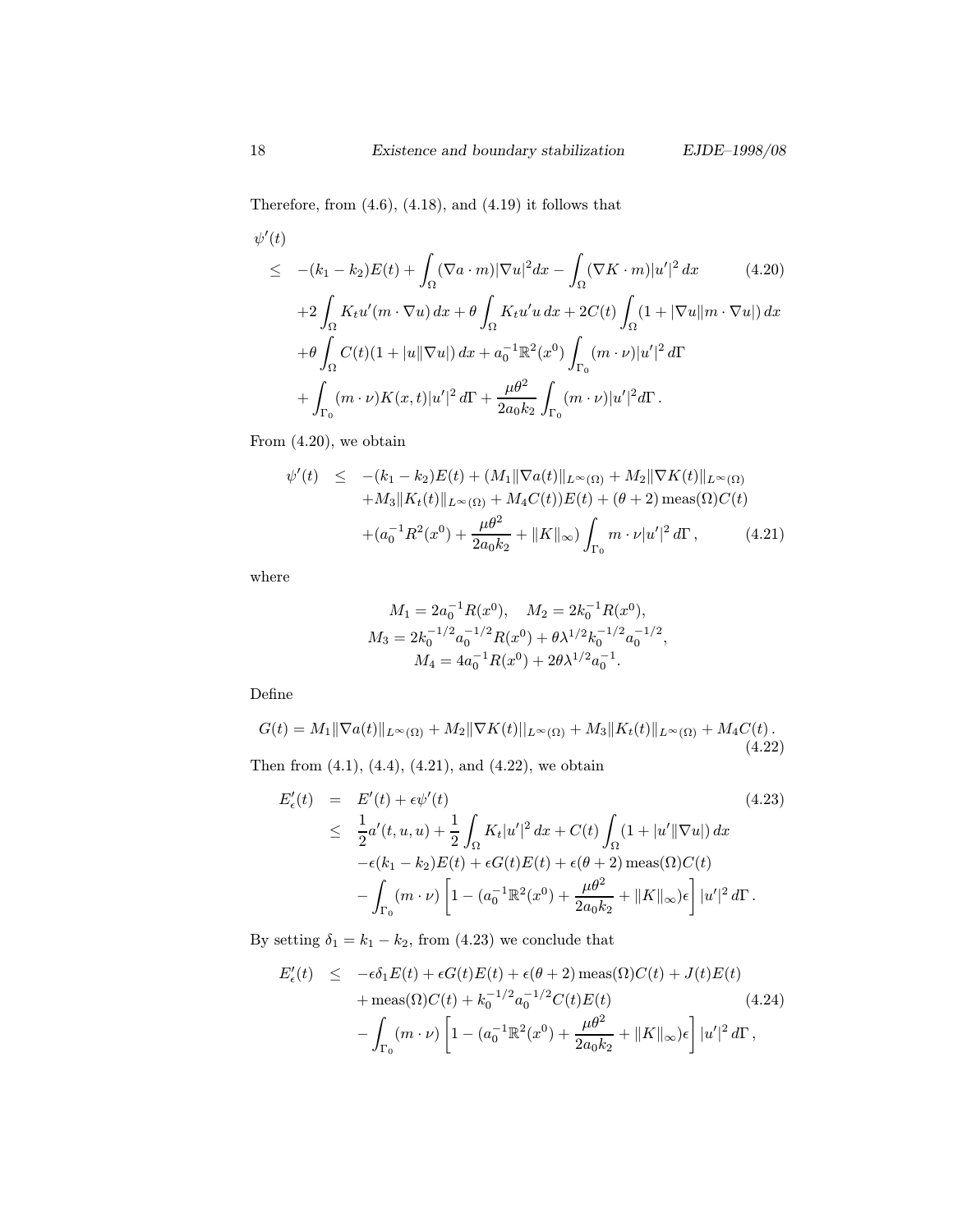Therefore, from (4.6), (4.18), and (4.19) it follows that

$$
\begin{aligned}
\psi'(t) & \\
\leq \; & -(k_1-k_2)E(t) + \int_\Omega (\nabla a\cdot m)|\nabla u|^2 dx - \int_\Omega (\nabla K\cdot m)|u'|^2\,dx \qquad (4.20)\\
&+2\int_\Omega K_t u'(m\cdot\nabla u)\,dx + \theta\int_\Omega K_t u' u\,dx + 2C(t)\int_\Omega (1+|\nabla u||m\cdot\nabla u|)\,dx\\
&+\theta\int_\Omega C(t)(1+|u||\nabla u|)\,dx + a_0^{-1}\mathbb{R}^2(x^0)\int_{\Gamma_0}(m\cdot\nu)|u'|^2\,d\Gamma\\
&+\int_{\Gamma_0}(m\cdot\nu)K(x,t)|u'|^2\,d\Gamma + \frac{\mu\theta^2}{2a_0k_2}\int_{\Gamma_0}(m\cdot\nu)|u'|^2 d\Gamma\,.
\end{aligned}
$$

From (4.20), we obtain

$$
\begin{aligned}
\psi'(t) \;\leq\; & -(k_1-k_2)E(t) + (M_1\|\nabla a(t)\|_{L^\infty(\Omega)} + M_2\|\nabla K(t)\|_{L^\infty(\Omega)}\\
&+M_3\|K_t(t)\|_{L^\infty(\Omega)} + M_4 C(t))E(t) + (\theta+2)\,\mathrm{meas}(\Omega)C(t)\\
&+(a_0^{-1}R^2(x^0) + \frac{\mu\theta^2}{2a_0k_2} + \|K\|_\infty)\int_{\Gamma_0} m\cdot\nu|u'|^2\,d\Gamma\,, \qquad (4.21)
\end{aligned}
$$

where

$$
\begin{gathered}
M_1 = 2a_0^{-1}R(x^0), \quad M_2 = 2k_0^{-1}R(x^0),\\
M_3 = 2k_0^{-1/2}a_0^{-1/2}R(x^0) + \theta\lambda^{1/2}k_0^{-1/2}a_0^{-1/2},\\
M_4 = 4a_0^{-1}R(x^0) + 2\theta\lambda^{1/2}a_0^{-1}.
\end{gathered}
$$

Define

$$
G(t) = M_1\|\nabla a(t)\|_{L^\infty(\Omega)} + M_2\|\nabla K(t)||_{L^\infty(\Omega)} + M_3\|K_t(t)\|_{L^\infty(\Omega)} + M_4C(t)\,. \qquad (4.22)
$$

Then from (4.1), (4.4), (4.21), and (4.22), we obtain

$$
\begin{aligned}
E'_\epsilon(t) \;=\; & E'(t) + \epsilon\psi'(t) \qquad (4.23)\\
\leq\; & \frac{1}{2}a'(t,u,u) + \frac{1}{2}\int_\Omega K_t|u'|^2\,dx + C(t)\int_\Omega (1+|u'||\nabla u|)\,dx\\
&-\epsilon(k_1-k_2)E(t) + \epsilon G(t)E(t) + \epsilon(\theta+2)\,\mathrm{meas}(\Omega)C(t)\\
&-\int_{\Gamma_0}(m\cdot\nu)\left[1-(a_0^{-1}\mathbb{R}^2(x^0) + \frac{\mu\theta^2}{2a_0k_2} + \|K\|_\infty)\epsilon\right]|u'|^2\,d\Gamma\,.
\end{aligned}
$$

By setting $\delta_1 = k_1 - k_2$, from (4.23) we conclude that

$$
\begin{aligned}
E'_\epsilon(t) \;\leq\; & -\epsilon\delta_1E(t) + \epsilon G(t)E(t) + \epsilon(\theta+2)\,\mathrm{meas}(\Omega)C(t) + J(t)E(t)\\
&+\mathrm{meas}(\Omega)C(t) + k_0^{-1/2}a_0^{-1/2}C(t)E(t) \qquad (4.24)\\
&-\int_{\Gamma_0}(m\cdot\nu)\left[1-(a_0^{-1}\mathbb{R}^2(x^0) + \frac{\mu\theta^2}{2a_0k_2} + \|K\|_\infty)\epsilon\right]|u'|^2\,d\Gamma\,,
\end{aligned}
$$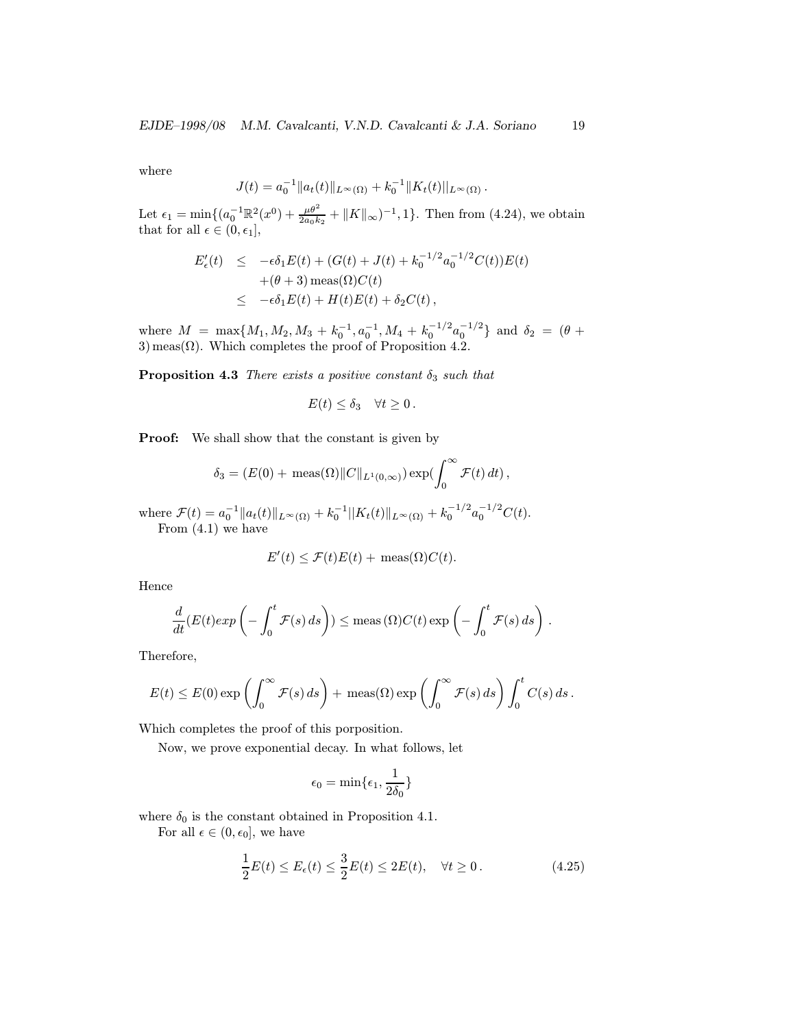where

$$J(t) = a_0^{-1}\|a_t(t)\|_{L^\infty(\Omega)} + k_0^{-1}\|K_t(t)||_{L^\infty(\Omega)}\,.$$

Let $\epsilon_1 = \min\{(a_0^{-1}\mathbb{R}^2(x^0) + \frac{\mu\theta^2}{2a_0k_2} + \|K\|_\infty)^{-1}, 1\}$. Then from (4.24), we obtain that for all $\epsilon \in (0, \epsilon_1]$,

$$\begin{aligned}
E'_\epsilon(t) &\leq -\epsilon\delta_1 E(t) + (G(t) + J(t) + k_0^{-1/2}a_0^{-1/2}C(t))E(t) \\
&\quad +(\theta+3)\,\mathrm{meas}(\Omega)C(t) \\
&\leq -\epsilon\delta_1 E(t) + H(t)E(t) + \delta_2 C(t)\,,
\end{aligned}$$

where $M = \max\{M_1, M_2, M_3 + k_0^{-1}, a_0^{-1}, M_4 + k_0^{-1/2}a_0^{-1/2}\}$ and $\delta_2 = (\theta + 3)\,\mathrm{meas}(\Omega)$. Which completes the proof of Proposition 4.2.

**Proposition 4.3** *There exists a positive constant $\delta_3$ such that*

$$E(t) \leq \delta_3 \quad \forall t \geq 0\,.$$

**Proof:** We shall show that the constant is given by

$$\delta_3 = (E(0) + \,\mathrm{meas}(\Omega)\|C\|_{L^1(0,\infty)})\exp(\int_0^\infty \mathcal{F}(t)\,dt)\,,$$

where $\mathcal{F}(t) = a_0^{-1}\|a_t(t)\|_{L^\infty(\Omega)} + k_0^{-1}||K_t(t)\|_{L^\infty(\Omega)} + k_0^{-1/2}a_0^{-1/2}C(t)$.

From (4.1) we have

$$E'(t) \leq \mathcal{F}(t)E(t) + \,\mathrm{meas}(\Omega)C(t).$$

Hence

$$\frac{d}{dt}(E(t)exp\left(-\int_0^t \mathcal{F}(s)\,ds\right)) \leq \mathrm{meas}\,(\Omega)C(t)\exp\left(-\int_0^t \mathcal{F}(s)\,ds\right)\,.$$

Therefore,

$$E(t) \leq E(0)\exp\left(\int_0^\infty \mathcal{F}(s)\,ds\right) + \,\mathrm{meas}(\Omega)\exp\left(\int_0^\infty \mathcal{F}(s)\,ds\right)\int_0^t C(s)\,ds\,.$$

Which completes the proof of this porposition.

Now, we prove exponential decay. In what follows, let

$$\epsilon_0 = \min\{\epsilon_1, \frac{1}{2\delta_0}\}$$

where $\delta_0$ is the constant obtained in Proposition 4.1.

For all $\epsilon \in (0, \epsilon_0]$, we have

$$\frac{1}{2}E(t) \leq E_\epsilon(t) \leq \frac{3}{2}E(t) \leq 2E(t), \quad \forall t \geq 0\,. \tag{4.25}$$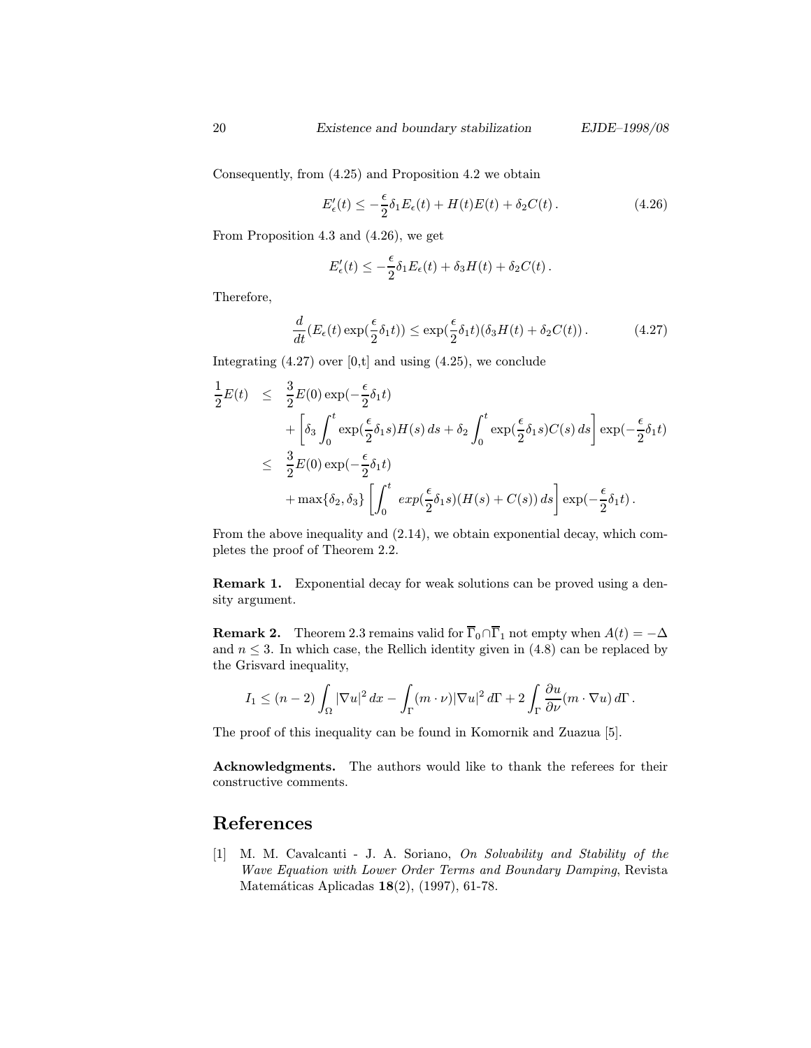Consequently, from (4.25) and Proposition 4.2 we obtain

$$E'_\epsilon(t) \leq -\frac{\epsilon}{2}\delta_1 E_\epsilon(t) + H(t)E(t) + \delta_2 C(t)\,. \tag{4.26}$$

From Proposition 4.3 and (4.26), we get

$$E'_\epsilon(t) \leq -\frac{\epsilon}{2}\delta_1 E_\epsilon(t) + \delta_3 H(t) + \delta_2 C(t)\,.$$

Therefore,

$$\frac{d}{dt}(E_\epsilon(t)\exp(\frac{\epsilon}{2}\delta_1 t)) \leq \exp(\frac{\epsilon}{2}\delta_1 t)(\delta_3 H(t) + \delta_2 C(t))\,. \tag{4.27}$$

Integrating (4.27) over [0,t] and using (4.25), we conclude

$$\begin{aligned}
\frac{1}{2}E(t) \;\leq\;& \frac{3}{2}E(0)\exp(-\frac{\epsilon}{2}\delta_1 t) \\
&+ \left[\delta_3\int_0^t \exp(\frac{\epsilon}{2}\delta_1 s)H(s)\,ds + \delta_2\int_0^t \exp(\frac{\epsilon}{2}\delta_1 s)C(s)\,ds\right]\exp(-\frac{\epsilon}{2}\delta_1 t) \\
\leq\;& \frac{3}{2}E(0)\exp(-\frac{\epsilon}{2}\delta_1 t) \\
&+ \max\{\delta_2,\delta_3\}\left[\int_0^t\; exp(\frac{\epsilon}{2}\delta_1 s)(H(s)+C(s))\,ds\right]\exp(-\frac{\epsilon}{2}\delta_1 t)\,.
\end{aligned}$$

From the above inequality and (2.14), we obtain exponential decay, which completes the proof of Theorem 2.2.

**Remark 1.** Exponential decay for weak solutions can be proved using a density argument.

**Remark 2.** Theorem 2.3 remains valid for $\overline{\Gamma}_0\cap\overline{\Gamma}_1$ not empty when $A(t) = -\Delta$ and $n \leq 3$. In which case, the Rellich identity given in (4.8) can be replaced by the Grisvard inequality,

$$I_1 \leq (n-2)\int_\Omega |\nabla u|^2\,dx - \int_\Gamma (m\cdot\nu)|\nabla u|^2\,d\Gamma + 2\int_\Gamma \frac{\partial u}{\partial\nu}(m\cdot\nabla u)\,d\Gamma\,.$$

The proof of this inequality can be found in Komornik and Zuazua [5].

**Acknowledgments.** The authors would like to thank the referees for their constructive comments.

# References

[1] M. M. Cavalcanti - J. A. Soriano, *On Solvability and Stability of the Wave Equation with Lower Order Terms and Boundary Damping*, Revista Matemáticas Aplicadas **18**(2), (1997), 61-78.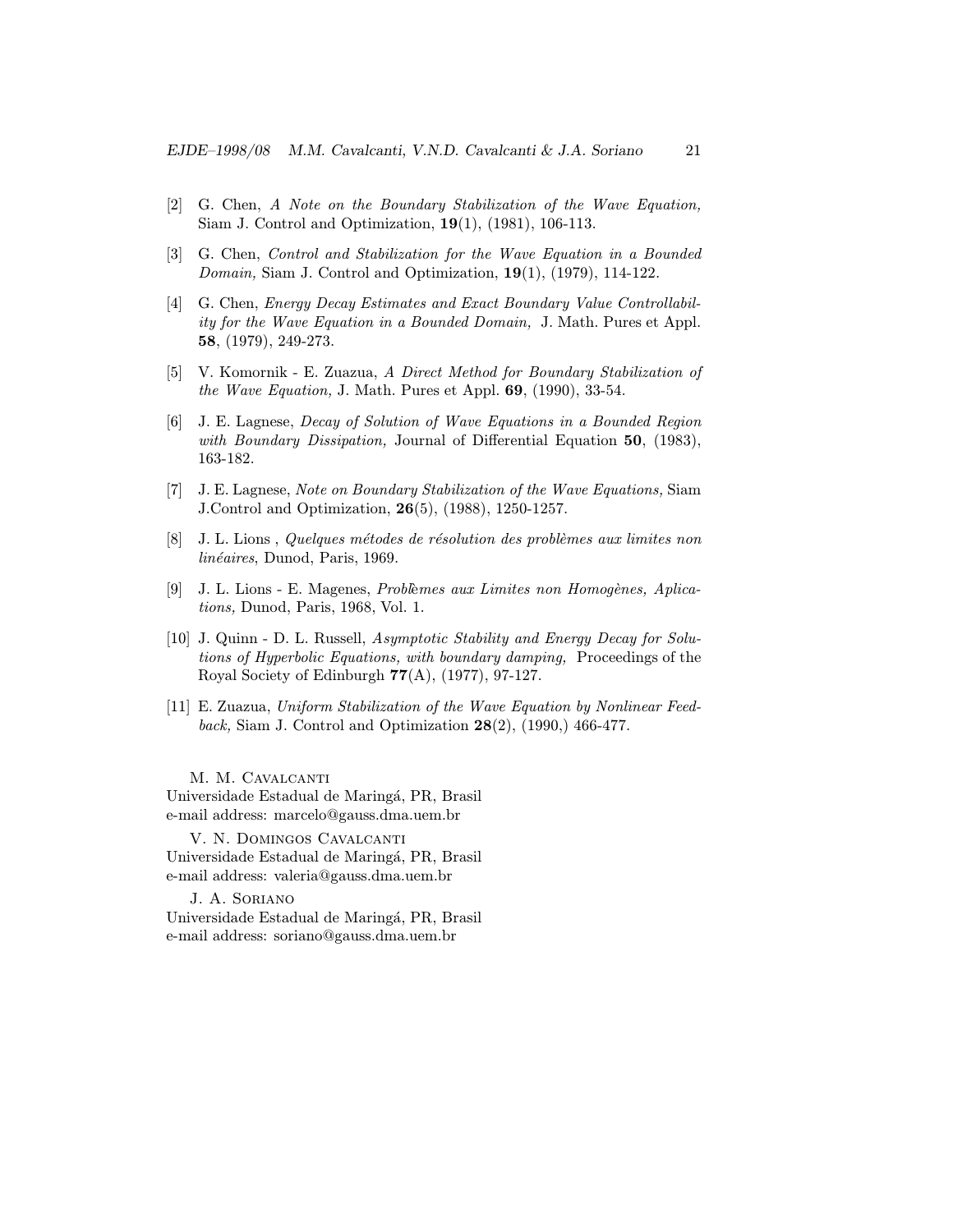[2] G. Chen, *A Note on the Boundary Stabilization of the Wave Equation,* Siam J. Control and Optimization, **19**(1), (1981), 106-113.

[3] G. Chen, *Control and Stabilization for the Wave Equation in a Bounded Domain,* Siam J. Control and Optimization, **19**(1), (1979), 114-122.

[4] G. Chen, *Energy Decay Estimates and Exact Boundary Value Controllability for the Wave Equation in a Bounded Domain,* J. Math. Pures et Appl. **58**, (1979), 249-273.

[5] V. Komornik - E. Zuazua, *A Direct Method for Boundary Stabilization of the Wave Equation,* J. Math. Pures et Appl. **69**, (1990), 33-54.

[6] J. E. Lagnese, *Decay of Solution of Wave Equations in a Bounded Region with Boundary Dissipation,* Journal of Differential Equation **50**, (1983), 163-182.

[7] J. E. Lagnese, *Note on Boundary Stabilization of the Wave Equations,* Siam J.Control and Optimization, **26**(5), (1988), 1250-1257.

[8] J. L. Lions , *Quelques métodes de résolution des problèmes aux limites non linéaires*, Dunod, Paris, 1969.

[9] J. L. Lions - E. Magenes, *Problèmes aux Limites non Homogènes, Aplications,* Dunod, Paris, 1968, Vol. 1.

[10] J. Quinn - D. L. Russell, *Asymptotic Stability and Energy Decay for Solutions of Hyperbolic Equations, with boundary damping,* Proceedings of the Royal Society of Edinburgh **77**(A), (1977), 97-127.

[11] E. Zuazua, *Uniform Stabilization of the Wave Equation by Nonlinear Feedback,* Siam J. Control and Optimization **28**(2), (1990,) 466-477.

M. M. Cavalcanti
Universidade Estadual de Maringá, PR, Brasil
e-mail address: marcelo@gauss.dma.uem.br

V. N. Domingos Cavalcanti
Universidade Estadual de Maringá, PR, Brasil
e-mail address: valeria@gauss.dma.uem.br

J. A. Soriano
Universidade Estadual de Maringá, PR, Brasil
e-mail address: soriano@gauss.dma.uem.br